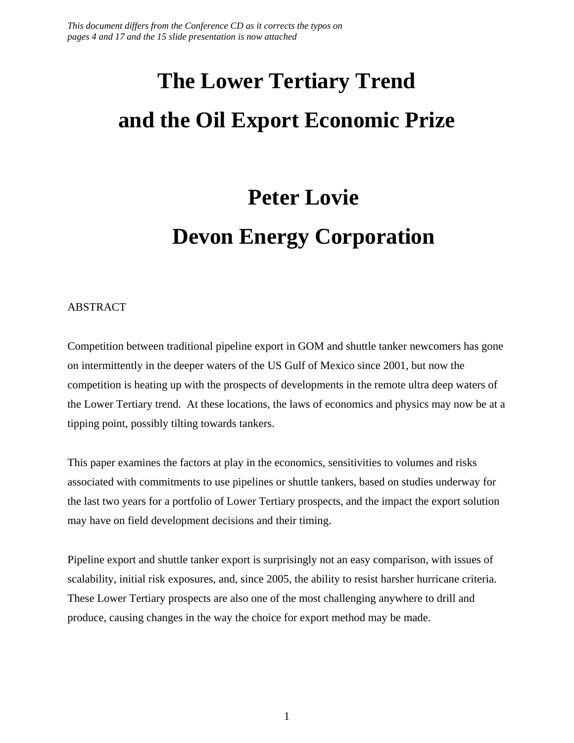*This document differs from the Conference CD as it corrects the typos on pages 4 and 17 and the 15 slide presentation is now attached*

# The Lower Tertiary Trend and the Oil Export Economic Prize

## Peter Lovie

## Devon Energy Corporation

ABSTRACT

Competition between traditional pipeline export in GOM and shuttle tanker newcomers has gone on intermittently in the deeper waters of the US Gulf of Mexico since 2001, but now the competition is heating up with the prospects of developments in the remote ultra deep waters of the Lower Tertiary trend. At these locations, the laws of economics and physics may now be at a tipping point, possibly tilting towards tankers.

This paper examines the factors at play in the economics, sensitivities to volumes and risks associated with commitments to use pipelines or shuttle tankers, based on studies underway for the last two years for a portfolio of Lower Tertiary prospects, and the impact the export solution may have on field development decisions and their timing.

Pipeline export and shuttle tanker export is surprisingly not an easy comparison, with issues of scalability, initial risk exposures, and, since 2005, the ability to resist harsher hurricane criteria. These Lower Tertiary prospects are also one of the most challenging anywhere to drill and produce, causing changes in the way the choice for export method may be made.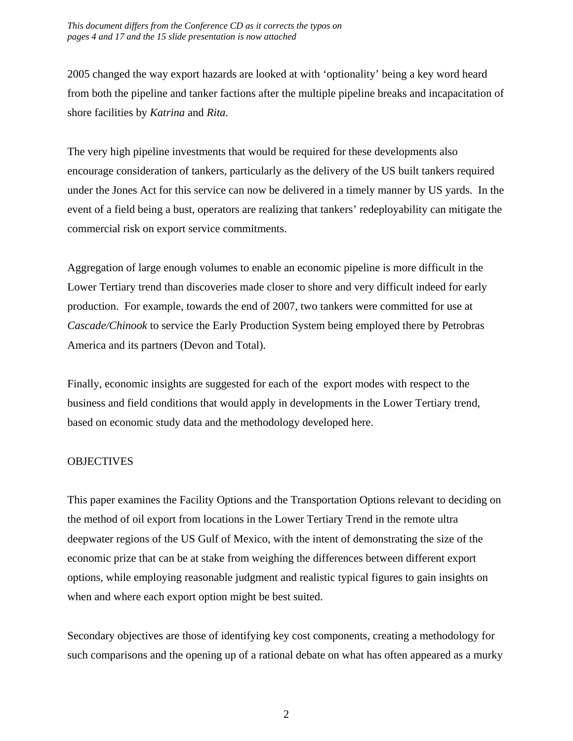*This document differs from the Conference CD as it corrects the typos on pages 4 and 17 and the 15 slide presentation is now attached*

2005 changed the way export hazards are looked at with 'optionality' being a key word heard from both the pipeline and tanker factions after the multiple pipeline breaks and incapacitation of shore facilities by *Katrina* and *Rita*.

The very high pipeline investments that would be required for these developments also encourage consideration of tankers, particularly as the delivery of the US built tankers required under the Jones Act for this service can now be delivered in a timely manner by US yards. In the event of a field being a bust, operators are realizing that tankers' redeployability can mitigate the commercial risk on export service commitments.

Aggregation of large enough volumes to enable an economic pipeline is more difficult in the Lower Tertiary trend than discoveries made closer to shore and very difficult indeed for early production. For example, towards the end of 2007, two tankers were committed for use at *Cascade/Chinook* to service the Early Production System being employed there by Petrobras America and its partners (Devon and Total).

Finally, economic insights are suggested for each of the export modes with respect to the business and field conditions that would apply in developments in the Lower Tertiary trend, based on economic study data and the methodology developed here.

## OBJECTIVES

This paper examines the Facility Options and the Transportation Options relevant to deciding on the method of oil export from locations in the Lower Tertiary Trend in the remote ultra deepwater regions of the US Gulf of Mexico, with the intent of demonstrating the size of the economic prize that can be at stake from weighing the differences between different export options, while employing reasonable judgment and realistic typical figures to gain insights on when and where each export option might be best suited.

Secondary objectives are those of identifying key cost components, creating a methodology for such comparisons and the opening up of a rational debate on what has often appeared as a murky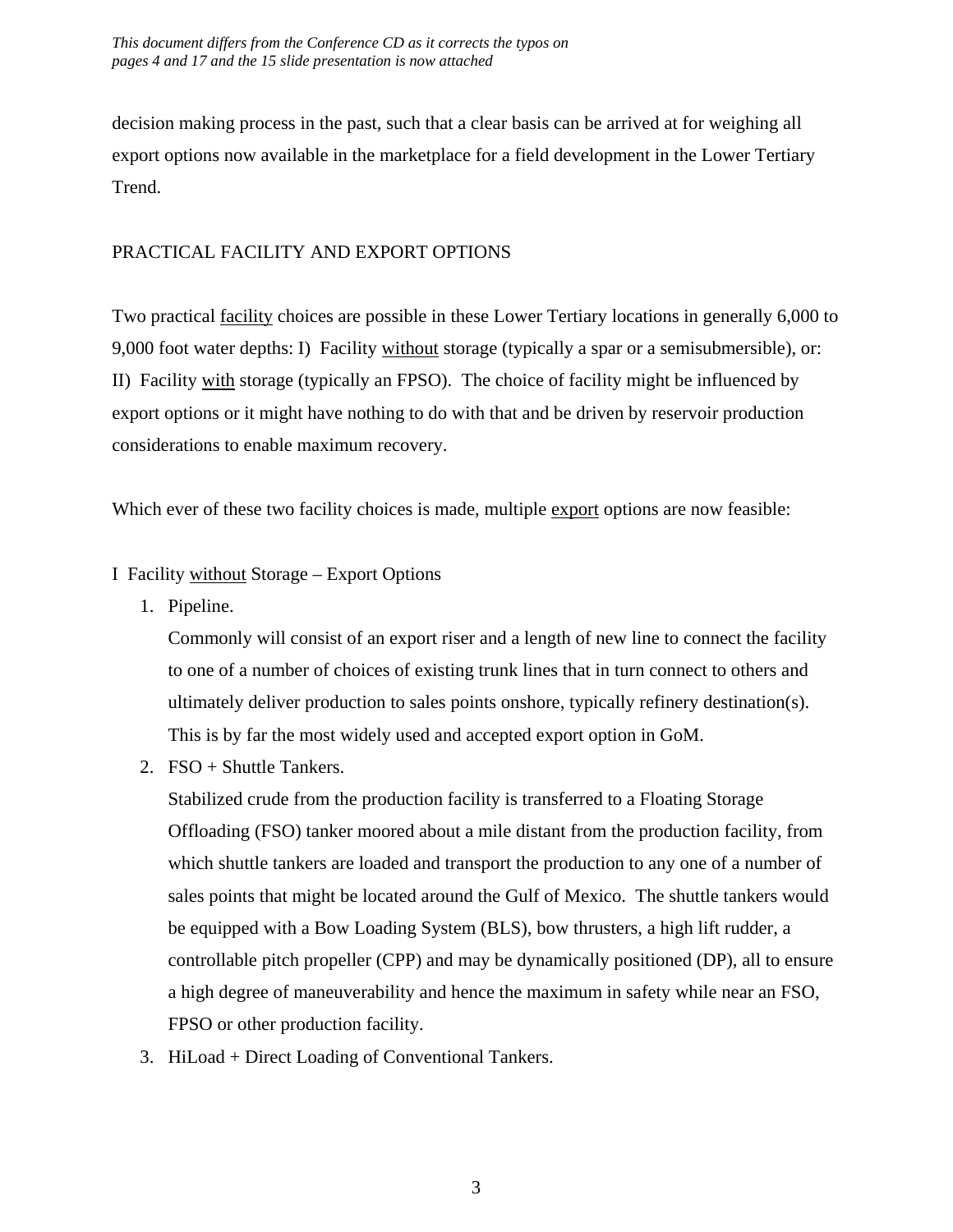decision making process in the past, such that a clear basis can be arrived at for weighing all export options now available in the marketplace for a field development in the Lower Tertiary Trend.

PRACTICAL FACILITY AND EXPORT OPTIONS

Two practical facility choices are possible in these Lower Tertiary locations in generally 6,000 to 9,000 foot water depths: I) Facility without storage (typically a spar or a semisubmersible), or: II) Facility with storage (typically an FPSO). The choice of facility might be influenced by export options or it might have nothing to do with that and be driven by reservoir production considerations to enable maximum recovery.

Which ever of these two facility choices is made, multiple export options are now feasible:

I Facility without Storage – Export Options

1. Pipeline.

   Commonly will consist of an export riser and a length of new line to connect the facility to one of a number of choices of existing trunk lines that in turn connect to others and ultimately deliver production to sales points onshore, typically refinery destination(s). This is by far the most widely used and accepted export option in GoM.

2. FSO + Shuttle Tankers.

   Stabilized crude from the production facility is transferred to a Floating Storage Offloading (FSO) tanker moored about a mile distant from the production facility, from which shuttle tankers are loaded and transport the production to any one of a number of sales points that might be located around the Gulf of Mexico. The shuttle tankers would be equipped with a Bow Loading System (BLS), bow thrusters, a high lift rudder, a controllable pitch propeller (CPP) and may be dynamically positioned (DP), all to ensure a high degree of maneuverability and hence the maximum in safety while near an FSO, FPSO or other production facility.

3. HiLoad + Direct Loading of Conventional Tankers.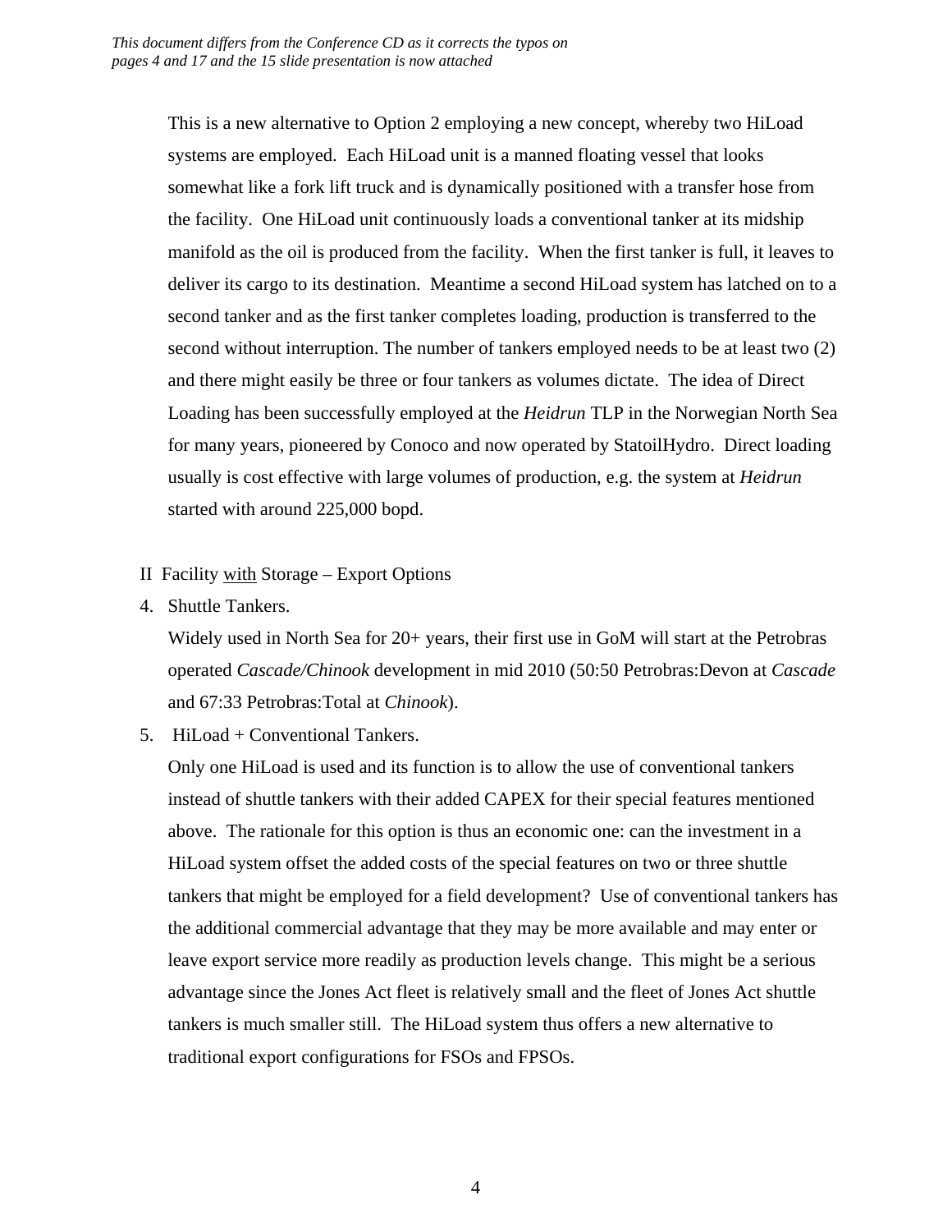This is a new alternative to Option 2 employing a new concept, whereby two HiLoad systems are employed. Each HiLoad unit is a manned floating vessel that looks somewhat like a fork lift truck and is dynamically positioned with a transfer hose from the facility. One HiLoad unit continuously loads a conventional tanker at its midship manifold as the oil is produced from the facility. When the first tanker is full, it leaves to deliver its cargo to its destination. Meantime a second HiLoad system has latched on to a second tanker and as the first tanker completes loading, production is transferred to the second without interruption. The number of tankers employed needs to be at least two (2) and there might easily be three or four tankers as volumes dictate. The idea of Direct Loading has been successfully employed at the *Heidrun* TLP in the Norwegian North Sea for many years, pioneered by Conoco and now operated by StatoilHydro. Direct loading usually is cost effective with large volumes of production, e.g. the system at *Heidrun* started with around 225,000 bopd.

II Facility <u>with</u> Storage – Export Options

4. Shuttle Tankers.

   Widely used in North Sea for 20+ years, their first use in GoM will start at the Petrobras operated *Cascade/Chinook* development in mid 2010 (50:50 Petrobras:Devon at *Cascade* and 67:33 Petrobras:Total at *Chinook*).

5. HiLoad + Conventional Tankers.

   Only one HiLoad is used and its function is to allow the use of conventional tankers instead of shuttle tankers with their added CAPEX for their special features mentioned above. The rationale for this option is thus an economic one: can the investment in a HiLoad system offset the added costs of the special features on two or three shuttle tankers that might be employed for a field development? Use of conventional tankers has the additional commercial advantage that they may be more available and may enter or leave export service more readily as production levels change. This might be a serious advantage since the Jones Act fleet is relatively small and the fleet of Jones Act shuttle tankers is much smaller still. The HiLoad system thus offers a new alternative to traditional export configurations for FSOs and FPSOs.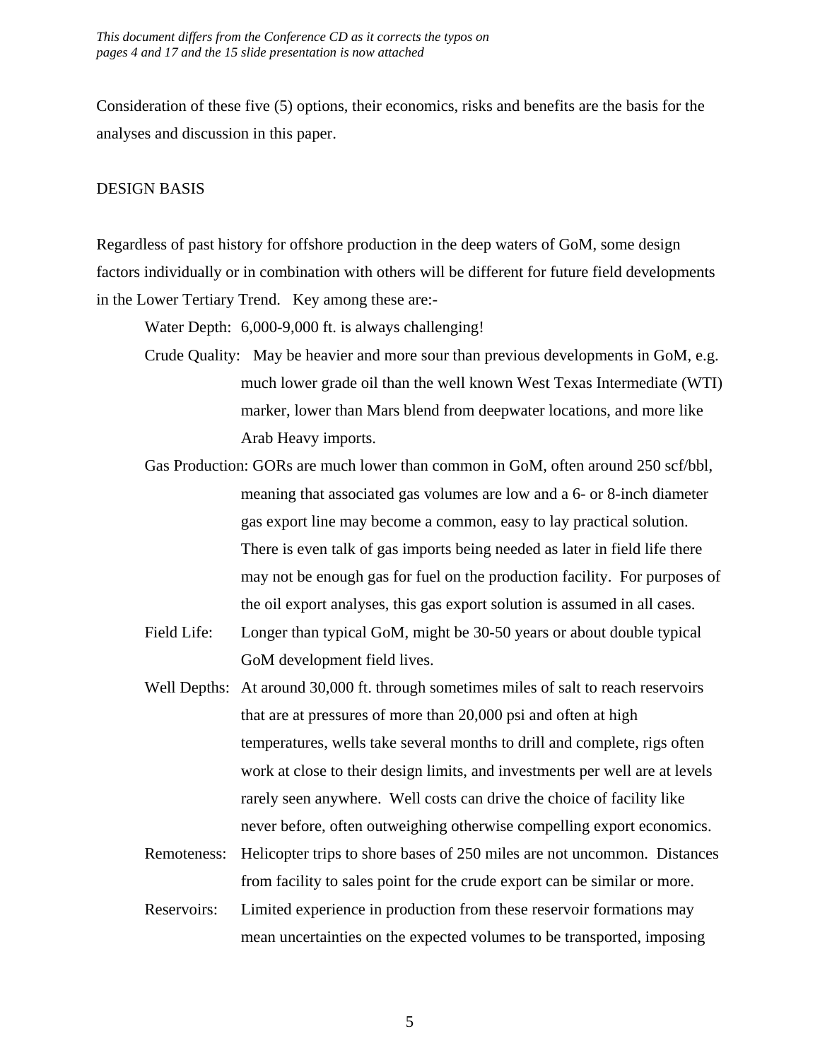Consideration of these five (5) options, their economics, risks and benefits are the basis for the analyses and discussion in this paper.

## DESIGN BASIS

Regardless of past history for offshore production in the deep waters of GoM, some design factors individually or in combination with others will be different for future field developments in the Lower Tertiary Trend. Key among these are:-

- Water Depth: 6,000-9,000 ft. is always challenging!
- Crude Quality: May be heavier and more sour than previous developments in GoM, e.g. much lower grade oil than the well known West Texas Intermediate (WTI) marker, lower than Mars blend from deepwater locations, and more like Arab Heavy imports.
- Gas Production: GORs are much lower than common in GoM, often around 250 scf/bbl, meaning that associated gas volumes are low and a 6- or 8-inch diameter gas export line may become a common, easy to lay practical solution. There is even talk of gas imports being needed as later in field life there may not be enough gas for fuel on the production facility. For purposes of the oil export analyses, this gas export solution is assumed in all cases.
- Field Life: Longer than typical GoM, might be 30-50 years or about double typical GoM development field lives.
- Well Depths: At around 30,000 ft. through sometimes miles of salt to reach reservoirs that are at pressures of more than 20,000 psi and often at high temperatures, wells take several months to drill and complete, rigs often work at close to their design limits, and investments per well are at levels rarely seen anywhere. Well costs can drive the choice of facility like never before, often outweighing otherwise compelling export economics.
- Remoteness: Helicopter trips to shore bases of 250 miles are not uncommon. Distances from facility to sales point for the crude export can be similar or more.
- Reservoirs: Limited experience in production from these reservoir formations may mean uncertainties on the expected volumes to be transported, imposing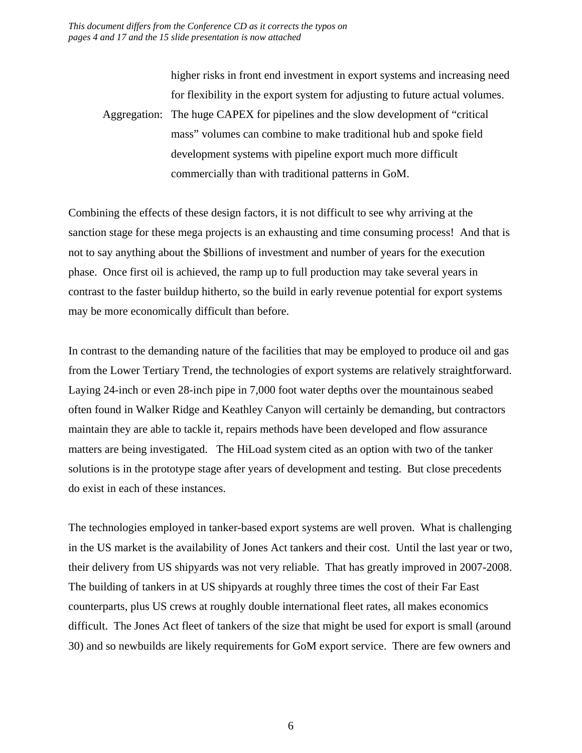higher risks in front end investment in export systems and increasing need for flexibility in the export system for adjusting to future actual volumes.

Aggregation: The huge CAPEX for pipelines and the slow development of "critical mass" volumes can combine to make traditional hub and spoke field development systems with pipeline export much more difficult commercially than with traditional patterns in GoM.

Combining the effects of these design factors, it is not difficult to see why arriving at the sanction stage for these mega projects is an exhausting and time consuming process! And that is not to say anything about the $billions of investment and number of years for the execution phase. Once first oil is achieved, the ramp up to full production may take several years in contrast to the faster buildup hitherto, so the build in early revenue potential for export systems may be more economically difficult than before.

In contrast to the demanding nature of the facilities that may be employed to produce oil and gas from the Lower Tertiary Trend, the technologies of export systems are relatively straightforward. Laying 24-inch or even 28-inch pipe in 7,000 foot water depths over the mountainous seabed often found in Walker Ridge and Keathley Canyon will certainly be demanding, but contractors maintain they are able to tackle it, repairs methods have been developed and flow assurance matters are being investigated. The HiLoad system cited as an option with two of the tanker solutions is in the prototype stage after years of development and testing. But close precedents do exist in each of these instances.

The technologies employed in tanker-based export systems are well proven. What is challenging in the US market is the availability of Jones Act tankers and their cost. Until the last year or two, their delivery from US shipyards was not very reliable. That has greatly improved in 2007-2008. The building of tankers in at US shipyards at roughly three times the cost of their Far East counterparts, plus US crews at roughly double international fleet rates, all makes economics difficult. The Jones Act fleet of tankers of the size that might be used for export is small (around 30) and so newbuilds are likely requirements for GoM export service. There are few owners and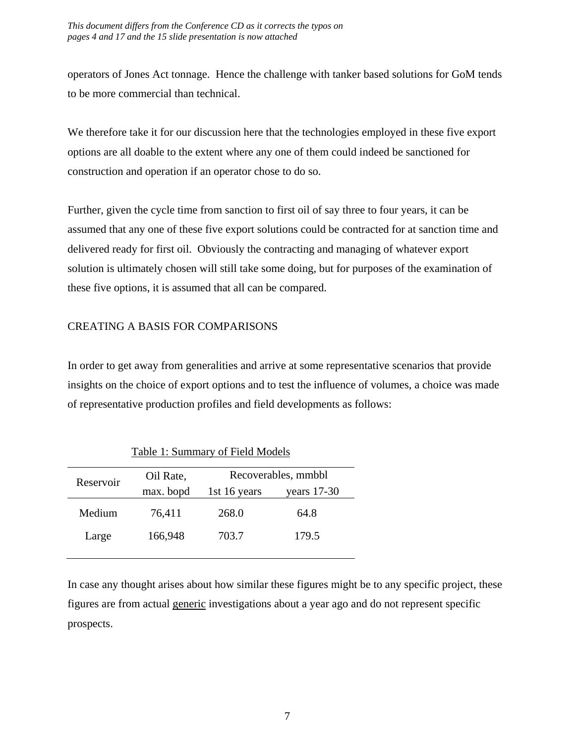*This document differs from the Conference CD as it corrects the typos on pages 4 and 17 and the 15 slide presentation is now attached*

operators of Jones Act tonnage. Hence the challenge with tanker based solutions for GoM tends to be more commercial than technical.

We therefore take it for our discussion here that the technologies employed in these five export options are all doable to the extent where any one of them could indeed be sanctioned for construction and operation if an operator chose to do so.

Further, given the cycle time from sanction to first oil of say three to four years, it can be assumed that any one of these five export solutions could be contracted for at sanction time and delivered ready for first oil. Obviously the contracting and managing of whatever export solution is ultimately chosen will still take some doing, but for purposes of the examination of these five options, it is assumed that all can be compared.

## CREATING A BASIS FOR COMPARISONS

In order to get away from generalities and arrive at some representative scenarios that provide insights on the choice of export options and to test the influence of volumes, a choice was made of representative production profiles and field developments as follows:

Table 1: Summary of Field Models

| Reservoir | Oil Rate, max. bopd | Recoverables, mmbbl 1st 16 years | Recoverables, mmbbl years 17-30 |
|---|---|---|---|
| Medium | 76,411 | 268.0 | 64.8 |
| Large | 166,948 | 703.7 | 179.5 |

In case any thought arises about how similar these figures might be to any specific project, these figures are from actual generic investigations about a year ago and do not represent specific prospects.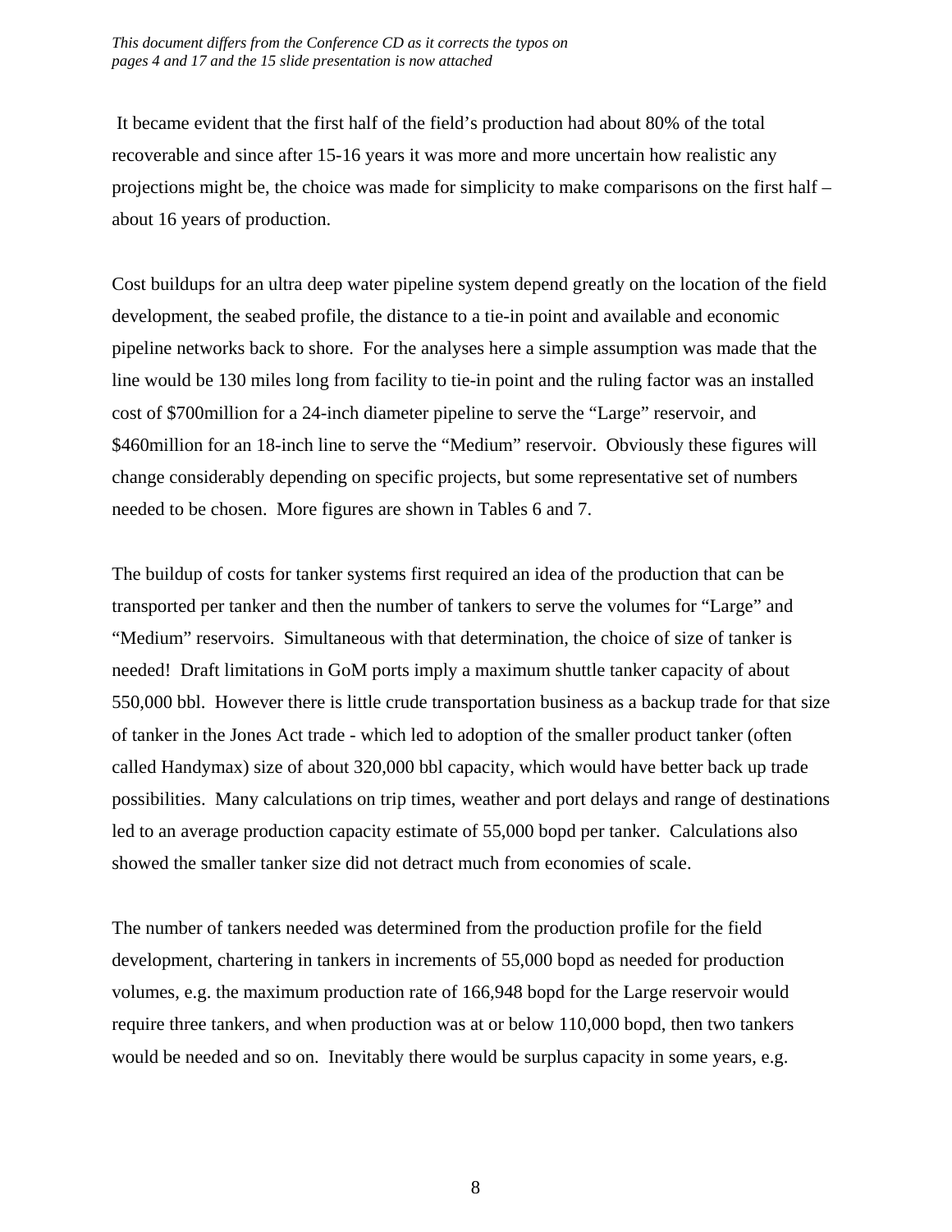*This document differs from the Conference CD as it corrects the typos on pages 4 and 17 and the 15 slide presentation is now attached*

It became evident that the first half of the field's production had about 80% of the total recoverable and since after 15-16 years it was more and more uncertain how realistic any projections might be, the choice was made for simplicity to make comparisons on the first half – about 16 years of production.

Cost buildups for an ultra deep water pipeline system depend greatly on the location of the field development, the seabed profile, the distance to a tie-in point and available and economic pipeline networks back to shore. For the analyses here a simple assumption was made that the line would be 130 miles long from facility to tie-in point and the ruling factor was an installed cost of $700million for a 24-inch diameter pipeline to serve the "Large" reservoir, and $460million for an 18-inch line to serve the "Medium" reservoir. Obviously these figures will change considerably depending on specific projects, but some representative set of numbers needed to be chosen. More figures are shown in Tables 6 and 7.

The buildup of costs for tanker systems first required an idea of the production that can be transported per tanker and then the number of tankers to serve the volumes for "Large" and "Medium" reservoirs. Simultaneous with that determination, the choice of size of tanker is needed! Draft limitations in GoM ports imply a maximum shuttle tanker capacity of about 550,000 bbl. However there is little crude transportation business as a backup trade for that size of tanker in the Jones Act trade - which led to adoption of the smaller product tanker (often called Handymax) size of about 320,000 bbl capacity, which would have better back up trade possibilities. Many calculations on trip times, weather and port delays and range of destinations led to an average production capacity estimate of 55,000 bopd per tanker. Calculations also showed the smaller tanker size did not detract much from economies of scale.

The number of tankers needed was determined from the production profile for the field development, chartering in tankers in increments of 55,000 bopd as needed for production volumes, e.g. the maximum production rate of 166,948 bopd for the Large reservoir would require three tankers, and when production was at or below 110,000 bopd, then two tankers would be needed and so on. Inevitably there would be surplus capacity in some years, e.g.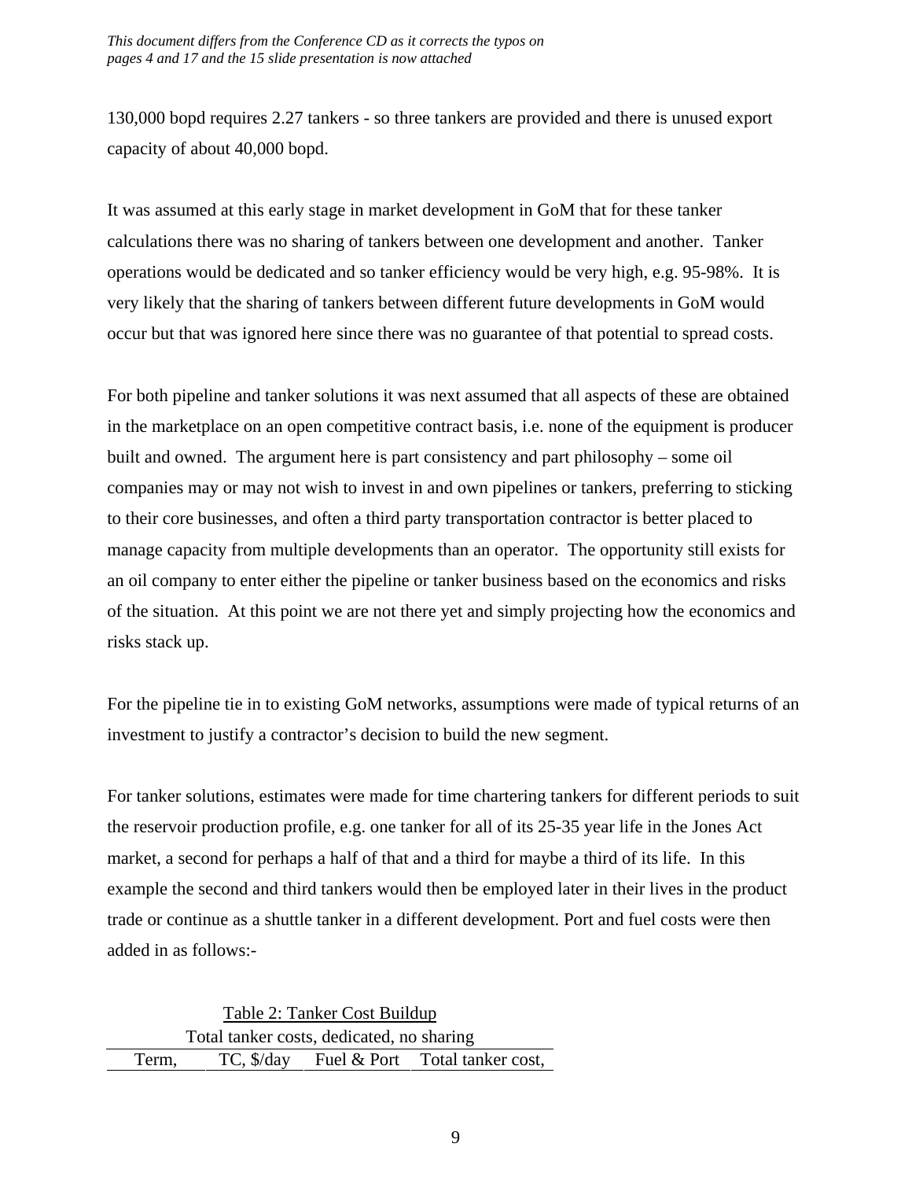*This document differs from the Conference CD as it corrects the typos on pages 4 and 17 and the 15 slide presentation is now attached*

130,000 bopd requires 2.27 tankers - so three tankers are provided and there is unused export capacity of about 40,000 bopd.

It was assumed at this early stage in market development in GoM that for these tanker calculations there was no sharing of tankers between one development and another. Tanker operations would be dedicated and so tanker efficiency would be very high, e.g. 95-98%. It is very likely that the sharing of tankers between different future developments in GoM would occur but that was ignored here since there was no guarantee of that potential to spread costs.

For both pipeline and tanker solutions it was next assumed that all aspects of these are obtained in the marketplace on an open competitive contract basis, i.e. none of the equipment is producer built and owned. The argument here is part consistency and part philosophy – some oil companies may or may not wish to invest in and own pipelines or tankers, preferring to sticking to their core businesses, and often a third party transportation contractor is better placed to manage capacity from multiple developments than an operator. The opportunity still exists for an oil company to enter either the pipeline or tanker business based on the economics and risks of the situation. At this point we are not there yet and simply projecting how the economics and risks stack up.

For the pipeline tie in to existing GoM networks, assumptions were made of typical returns of an investment to justify a contractor's decision to build the new segment.

For tanker solutions, estimates were made for time chartering tankers for different periods to suit the reservoir production profile, e.g. one tanker for all of its 25-35 year life in the Jones Act market, a second for perhaps a half of that and a third for maybe a third of its life. In this example the second and third tankers would then be employed later in their lives in the product trade or continue as a shuttle tanker in a different development. Port and fuel costs were then added in as follows:-

Table 2: Tanker Cost Buildup

Total tanker costs, dedicated, no sharing

| Term, | TC, $/day | Fuel & Port | Total tanker cost, |
|---|---|---|---|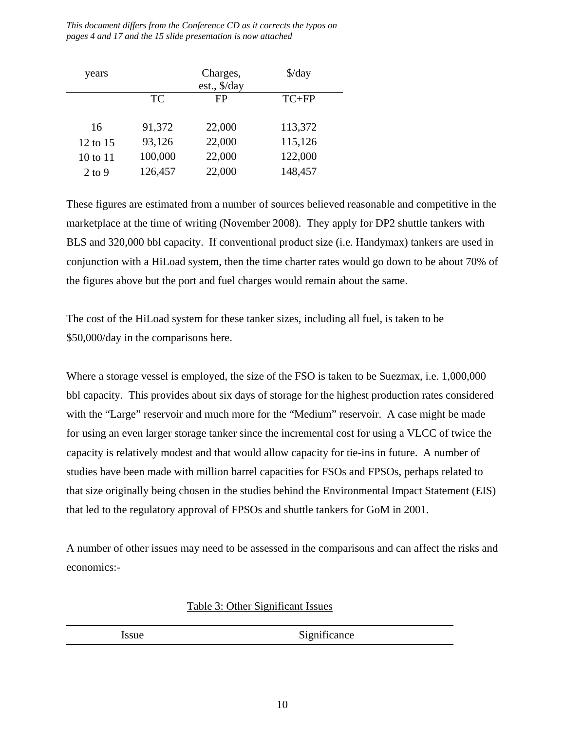*This document differs from the Conference CD as it corrects the typos on pages 4 and 17 and the 15 slide presentation is now attached*

| years | | Charges, est., $/day | $/day |
|---|---|---|---|
| | TC | FP | TC+FP |
| 16 | 91,372 | 22,000 | 113,372 |
| 12 to 15 | 93,126 | 22,000 | 115,126 |
| 10 to 11 | 100,000 | 22,000 | 122,000 |
| 2 to 9 | 126,457 | 22,000 | 148,457 |

These figures are estimated from a number of sources believed reasonable and competitive in the marketplace at the time of writing (November 2008). They apply for DP2 shuttle tankers with BLS and 320,000 bbl capacity. If conventional product size (i.e. Handymax) tankers are used in conjunction with a HiLoad system, then the time charter rates would go down to be about 70% of the figures above but the port and fuel charges would remain about the same.

The cost of the HiLoad system for these tanker sizes, including all fuel, is taken to be $50,000/day in the comparisons here.

Where a storage vessel is employed, the size of the FSO is taken to be Suezmax, i.e. 1,000,000 bbl capacity. This provides about six days of storage for the highest production rates considered with the "Large" reservoir and much more for the "Medium" reservoir. A case might be made for using an even larger storage tanker since the incremental cost for using a VLCC of twice the capacity is relatively modest and that would allow capacity for tie-ins in future. A number of studies have been made with million barrel capacities for FSOs and FPSOs, perhaps related to that size originally being chosen in the studies behind the Environmental Impact Statement (EIS) that led to the regulatory approval of FPSOs and shuttle tankers for GoM in 2001.

A number of other issues may need to be assessed in the comparisons and can affect the risks and economics:-

Table 3: Other Significant Issues

| Issue | Significance |
|---|---|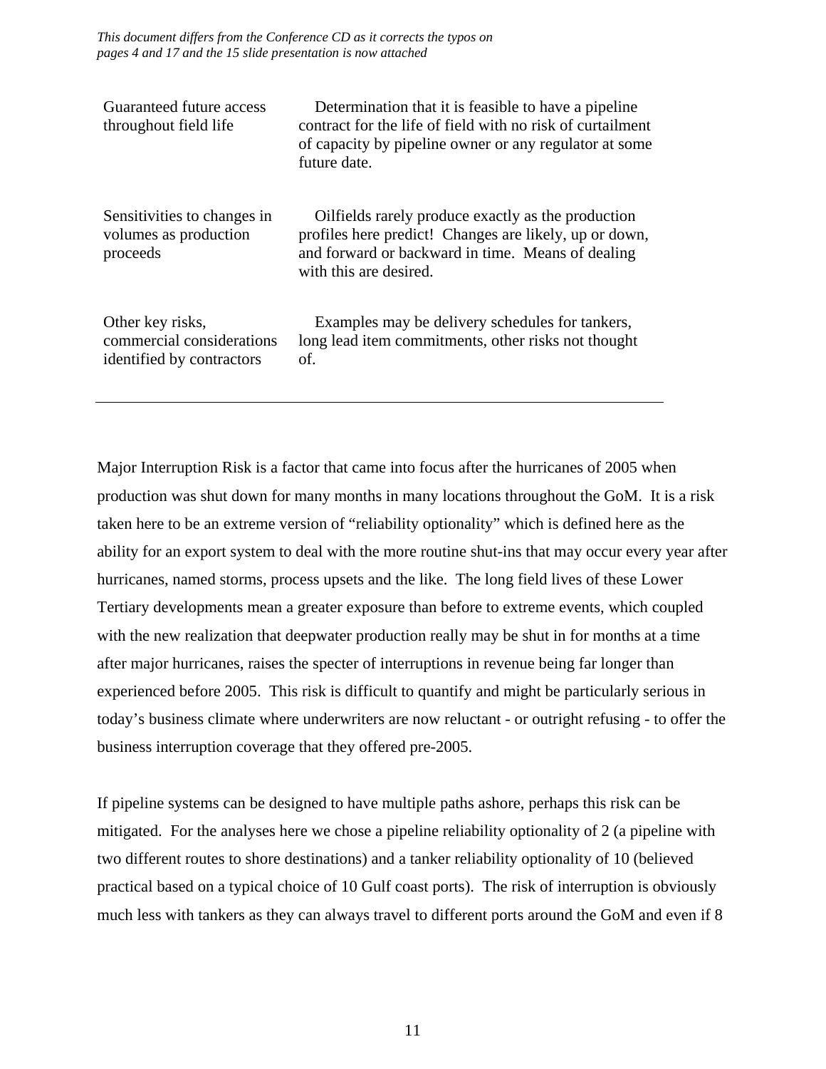*This document differs from the Conference CD as it corrects the typos on pages 4 and 17 and the 15 slide presentation is now attached*

| | |
|---|---|
| Guaranteed future access throughout field life | Determination that it is feasible to have a pipeline contract for the life of field with no risk of curtailment of capacity by pipeline owner or any regulator at some future date. |
| Sensitivities to changes in volumes as production proceeds | Oilfields rarely produce exactly as the production profiles here predict! Changes are likely, up or down, and forward or backward in time. Means of dealing with this are desired. |
| Other key risks, commercial considerations identified by contractors | Examples may be delivery schedules for tankers, long lead item commitments, other risks not thought of. |

Major Interruption Risk is a factor that came into focus after the hurricanes of 2005 when production was shut down for many months in many locations throughout the GoM. It is a risk taken here to be an extreme version of "reliability optionality" which is defined here as the ability for an export system to deal with the more routine shut-ins that may occur every year after hurricanes, named storms, process upsets and the like. The long field lives of these Lower Tertiary developments mean a greater exposure than before to extreme events, which coupled with the new realization that deepwater production really may be shut in for months at a time after major hurricanes, raises the specter of interruptions in revenue being far longer than experienced before 2005. This risk is difficult to quantify and might be particularly serious in today's business climate where underwriters are now reluctant - or outright refusing - to offer the business interruption coverage that they offered pre-2005.

If pipeline systems can be designed to have multiple paths ashore, perhaps this risk can be mitigated. For the analyses here we chose a pipeline reliability optionality of 2 (a pipeline with two different routes to shore destinations) and a tanker reliability optionality of 10 (believed practical based on a typical choice of 10 Gulf coast ports). The risk of interruption is obviously much less with tankers as they can always travel to different ports around the GoM and even if 8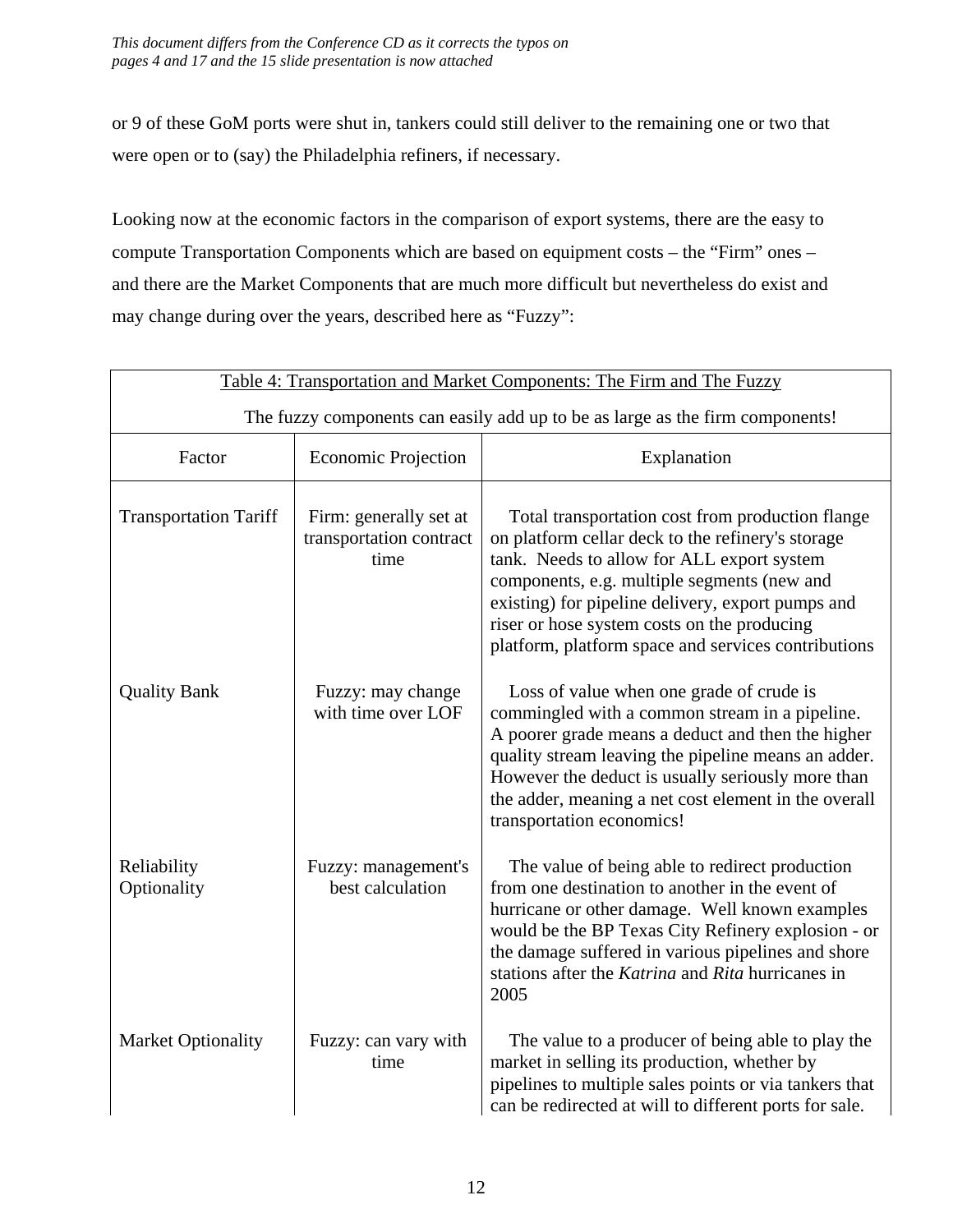or 9 of these GoM ports were shut in, tankers could still deliver to the remaining one or two that were open or to (say) the Philadelphia refiners, if necessary.

Looking now at the economic factors in the comparison of export systems, there are the easy to compute Transportation Components which are based on equipment costs – the “Firm” ones – and there are the Market Components that are much more difficult but nevertheless do exist and may change during over the years, described here as “Fuzzy”:

Table 4: Transportation and Market Components: The Firm and The Fuzzy

The fuzzy components can easily add up to be as large as the firm components!

| Factor | Economic Projection | Explanation |
|---|---|---|
| Transportation Tariff | Firm: generally set at transportation contract time | Total transportation cost from production flange on platform cellar deck to the refinery's storage tank. Needs to allow for ALL export system components, e.g. multiple segments (new and existing) for pipeline delivery, export pumps and riser or hose system costs on the producing platform, platform space and services contributions |
| Quality Bank | Fuzzy: may change with time over LOF | Loss of value when one grade of crude is commingled with a common stream in a pipeline. A poorer grade means a deduct and then the higher quality stream leaving the pipeline means an adder. However the deduct is usually seriously more than the adder, meaning a net cost element in the overall transportation economics! |
| Reliability Optionality | Fuzzy: management's best calculation | The value of being able to redirect production from one destination to another in the event of hurricane or other damage. Well known examples would be the BP Texas City Refinery explosion - or the damage suffered in various pipelines and shore stations after the *Katrina* and *Rita* hurricanes in 2005 |
| Market Optionality | Fuzzy: can vary with time | The value to a producer of being able to play the market in selling its production, whether by pipelines to multiple sales points or via tankers that can be redirected at will to different ports for sale. |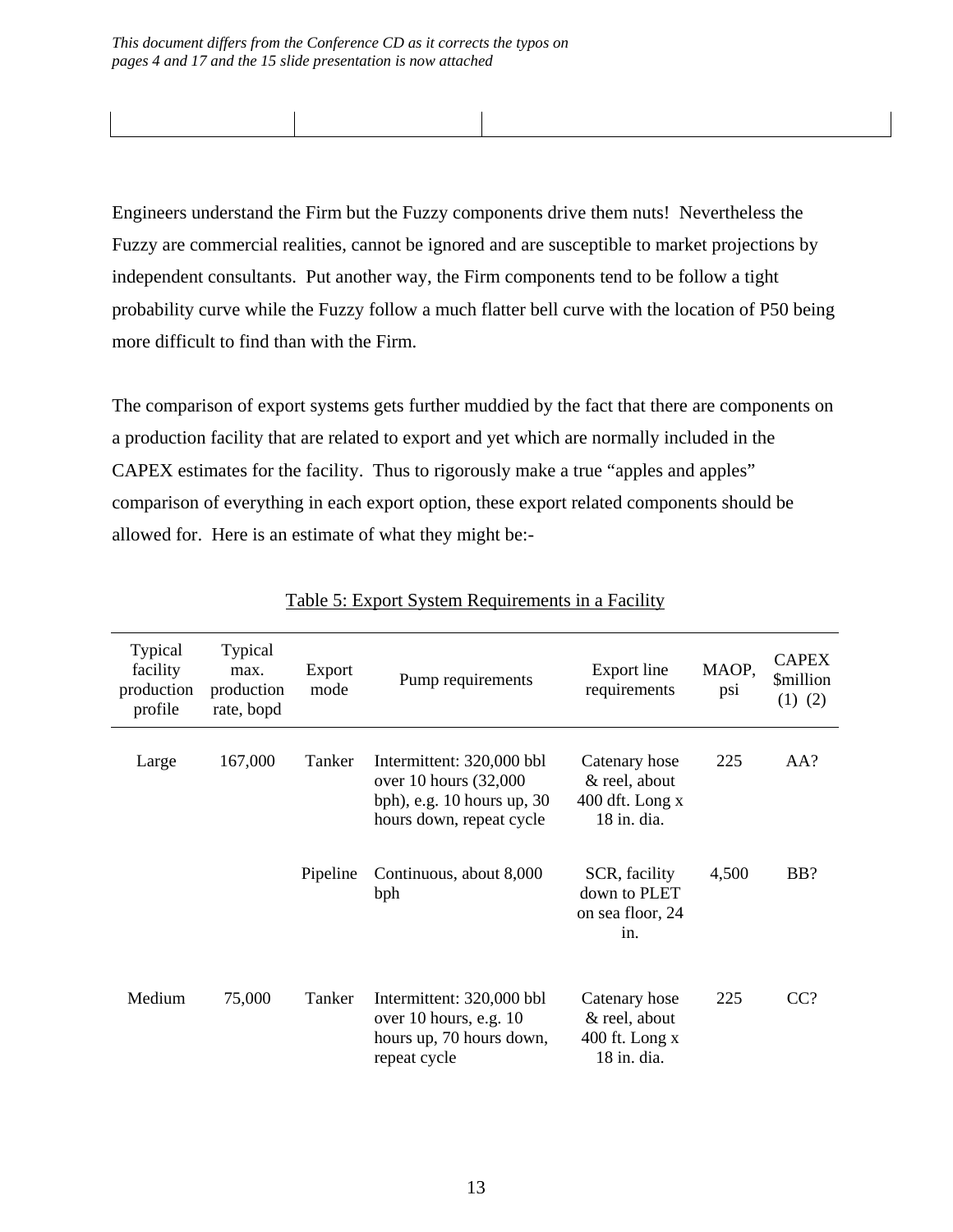*This document differs from the Conference CD as it corrects the typos on pages 4 and 17 and the 15 slide presentation is now attached*

Engineers understand the Firm but the Fuzzy components drive them nuts! Nevertheless the Fuzzy are commercial realities, cannot be ignored and are susceptible to market projections by independent consultants. Put another way, the Firm components tend to be follow a tight probability curve while the Fuzzy follow a much flatter bell curve with the location of P50 being more difficult to find than with the Firm.

The comparison of export systems gets further muddied by the fact that there are components on a production facility that are related to export and yet which are normally included in the CAPEX estimates for the facility. Thus to rigorously make a true "apples and apples" comparison of everything in each export option, these export related components should be allowed for. Here is an estimate of what they might be:-

Table 5: Export System Requirements in a Facility

| Typical facility production profile | Typical max. production rate, bopd | Export mode | Pump requirements | Export line requirements | MAOP, psi | CAPEX $million (1) (2) |
|---|---|---|---|---|---|---|
| Large | 167,000 | Tanker | Intermittent: 320,000 bbl over 10 hours (32,000 bph), e.g. 10 hours up, 30 hours down, repeat cycle | Catenary hose & reel, about 400 dft. Long x 18 in. dia. | 225 | AA? |
| | | Pipeline | Continuous, about 8,000 bph | SCR, facility down to PLET on sea floor, 24 in. | 4,500 | BB? |
| Medium | 75,000 | Tanker | Intermittent: 320,000 bbl over 10 hours, e.g. 10 hours up, 70 hours down, repeat cycle | Catenary hose & reel, about 400 ft. Long x 18 in. dia. | 225 | CC? |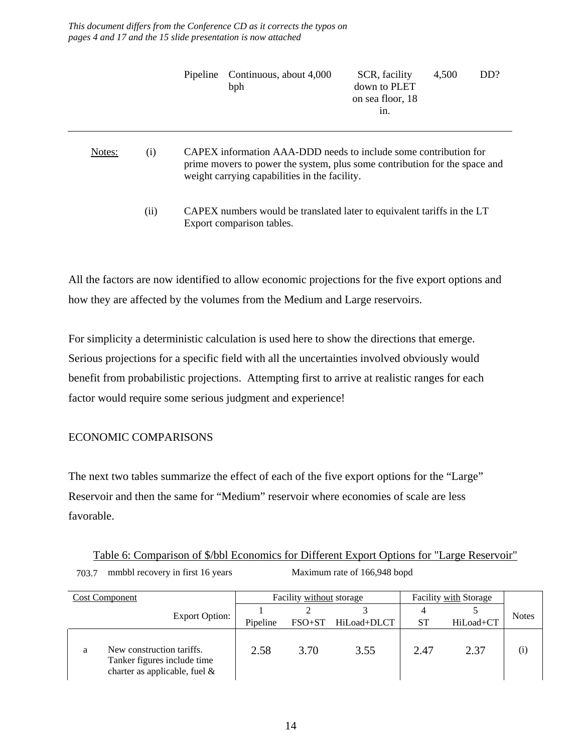*This document differs from the Conference CD as it corrects the typos on pages 4 and 17 and the 15 slide presentation is now attached*

| | | | | | |
|---|---|---|---|---|---|
| | Pipeline | Continuous, about 4,000 bph | SCR, facility down to PLET on sea floor, 18 in. | 4,500 | DD? |

Notes:

(i) CAPEX information AAA-DDD needs to include some contribution for prime movers to power the system, plus some contribution for the space and weight carrying capabilities in the facility.

(ii) CAPEX numbers would be translated later to equivalent tariffs in the LT Export comparison tables.

All the factors are now identified to allow economic projections for the five export options and how they are affected by the volumes from the Medium and Large reservoirs.

For simplicity a deterministic calculation is used here to show the directions that emerge. Serious projections for a specific field with all the uncertainties involved obviously would benefit from probabilistic projections. Attempting first to arrive at realistic ranges for each factor would require some serious judgment and experience!

ECONOMIC COMPARISONS

The next two tables summarize the effect of each of the five export options for the "Large" Reservoir and then the same for "Medium" reservoir where economies of scale are less favorable.

Table 6: Comparison of $/bbl Economics for Different Export Options for "Large Reservoir"

703.7 mmbbl recovery in first 16 years Maximum rate of 166,948 bopd

| Cost Component | | Facility without storage | | | Facility with Storage | | Notes |
|---|---|---|---|---|---|---|---|
| | Export Option: | 1<br>Pipeline | 2<br>FSO+ST | 3<br>HiLoad+DLCT | 4<br>ST | 5<br>HiLoad+CT | |
| a | New construction tariffs. Tanker figures include time charter as applicable, fuel & | 2.58 | 3.70 | 3.55 | 2.47 | 2.37 | (i) |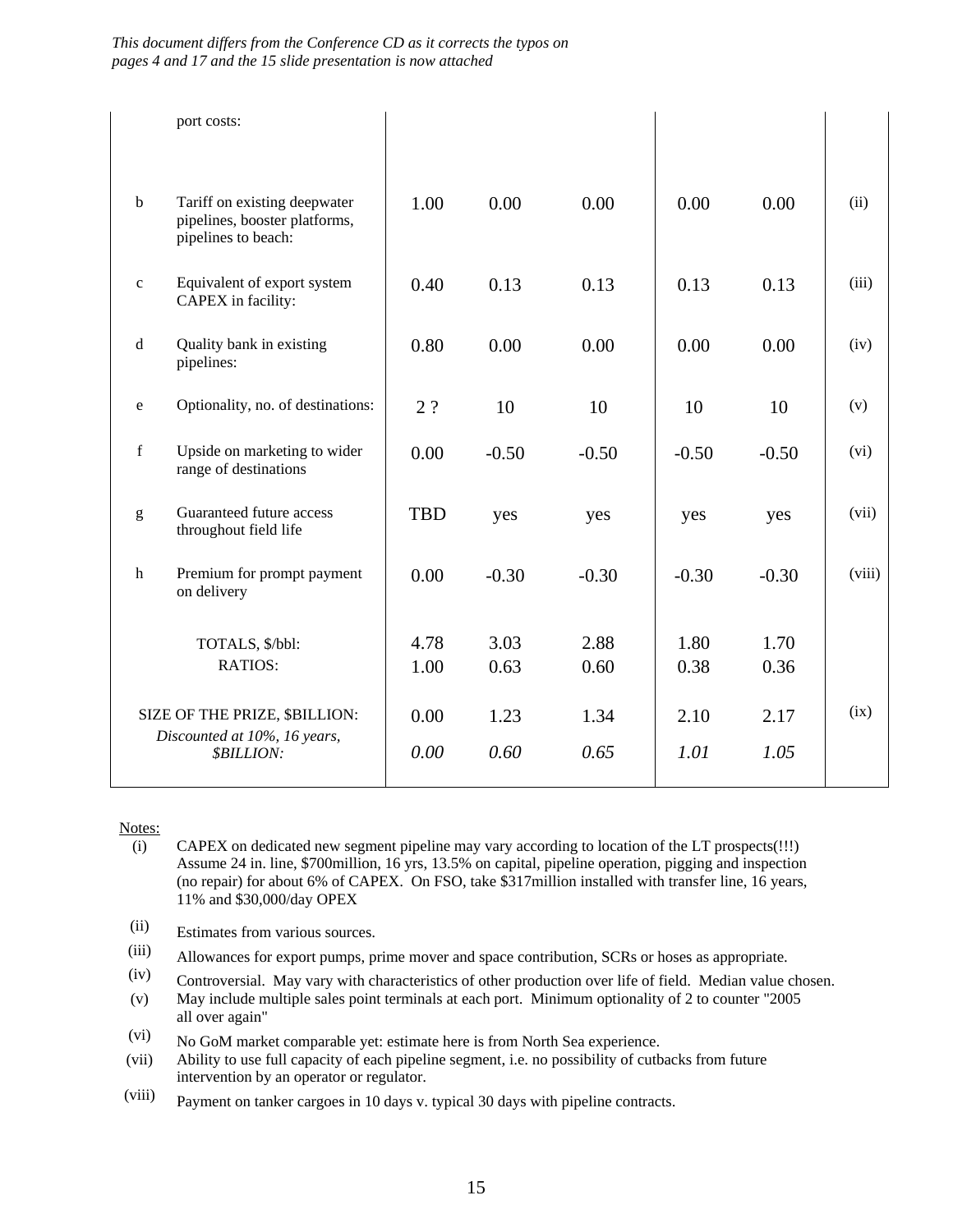*This document differs from the Conference CD as it corrects the typos on pages 4 and 17 and the 15 slide presentation is now attached*

| | | | | | | | |
|---|---|---|---|---|---|---|---|
| | port costs: | | | | | | |
| b | Tariff on existing deepwater pipelines, booster platforms, pipelines to beach: | 1.00 | 0.00 | 0.00 | 0.00 | 0.00 | (ii) |
| c | Equivalent of export system CAPEX in facility: | 0.40 | 0.13 | 0.13 | 0.13 | 0.13 | (iii) |
| d | Quality bank in existing pipelines: | 0.80 | 0.00 | 0.00 | 0.00 | 0.00 | (iv) |
| e | Optionality, no. of destinations: | 2 ? | 10 | 10 | 10 | 10 | (v) |
| f | Upside on marketing to wider range of destinations | 0.00 | -0.50 | -0.50 | -0.50 | -0.50 | (vi) |
| g | Guaranteed future access throughout field life | TBD | yes | yes | yes | yes | (vii) |
| h | Premium for prompt payment on delivery | 0.00 | -0.30 | -0.30 | -0.30 | -0.30 | (viii) |
| | TOTALS, $/bbl: | 4.78 | 3.03 | 2.88 | 1.80 | 1.70 | |
| | RATIOS: | 1.00 | 0.63 | 0.60 | 0.38 | 0.36 | |
| | SIZE OF THE PRIZE, $BILLION: | 0.00 | 1.23 | 1.34 | 2.10 | 2.17 | (ix) |
| | *Discounted at 10%, 16 years, $BILLION:* | *0.00* | *0.60* | *0.65* | *1.01* | *1.05* | |

Notes:

(i) CAPEX on dedicated new segment pipeline may vary according to location of the LT prospects(!!!) Assume 24 in. line, $700million, 16 yrs, 13.5% on capital, pipeline operation, pigging and inspection (no repair) for about 6% of CAPEX. On FSO, take $317million installed with transfer line, 16 years, 11% and $30,000/day OPEX

(ii) Estimates from various sources.

(iii) Allowances for export pumps, prime mover and space contribution, SCRs or hoses as appropriate.

(iv) Controversial. May vary with characteristics of other production over life of field. Median value chosen.

(v) May include multiple sales point terminals at each port. Minimum optionality of 2 to counter "2005 all over again"

(vi) No GoM market comparable yet: estimate here is from North Sea experience.

(vii) Ability to use full capacity of each pipeline segment, i.e. no possibility of cutbacks from future intervention by an operator or regulator.

(viii) Payment on tanker cargoes in 10 days v. typical 30 days with pipeline contracts.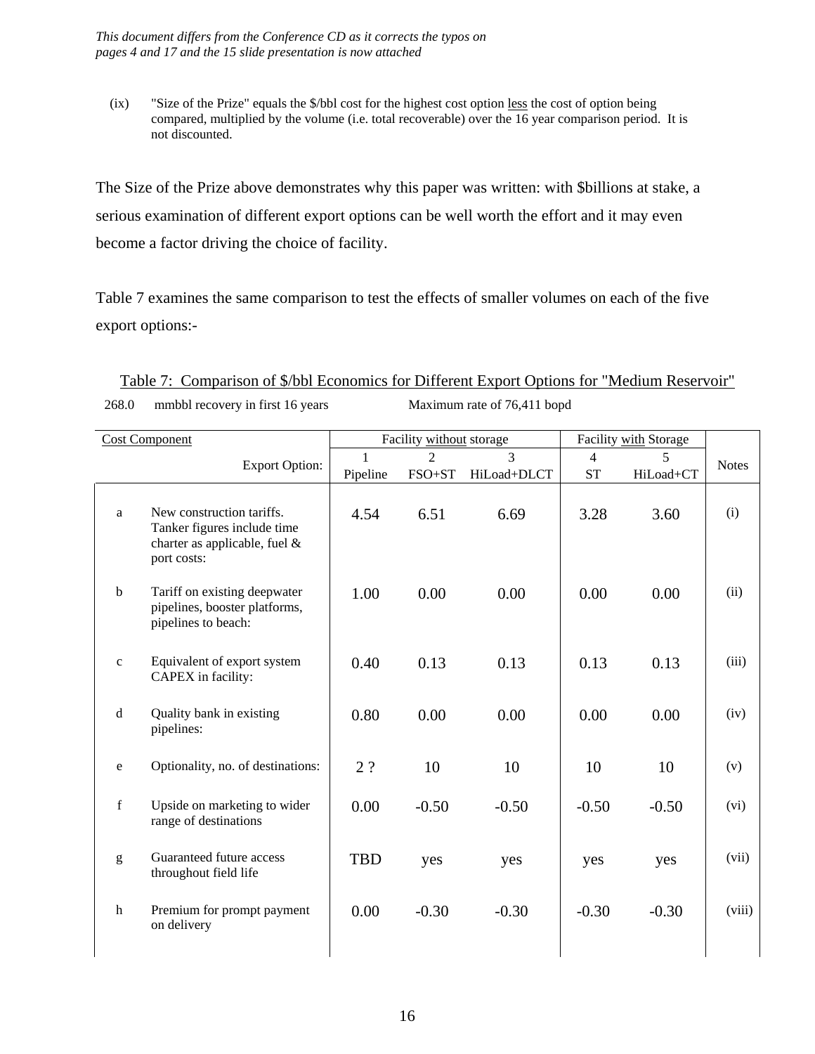*This document differs from the Conference CD as it corrects the typos on pages 4 and 17 and the 15 slide presentation is now attached*

(ix) "Size of the Prize" equals the $/bbl cost for the highest cost option less the cost of option being compared, multiplied by the volume (i.e. total recoverable) over the 16 year comparison period. It is not discounted.

The Size of the Prize above demonstrates why this paper was written: with $billions at stake, a serious examination of different export options can be well worth the effort and it may even become a factor driving the choice of facility.

Table 7 examines the same comparison to test the effects of smaller volumes on each of the five export options:-

Table 7: Comparison of $/bbl Economics for Different Export Options for "Medium Reservoir"

268.0 mmbbl recovery in first 16 years Maximum rate of 76,411 bopd

| Cost Component | | Facility without storage | | | Facility with Storage | | Notes |
|---|---|---|---|---|---|---|---|
| | Export Option: | 1 Pipeline | 2 FSO+ST | 3 HiLoad+DLCT | 4 ST | 5 HiLoad+CT | |
| a | New construction tariffs. Tanker figures include time charter as applicable, fuel & port costs: | 4.54 | 6.51 | 6.69 | 3.28 | 3.60 | (i) |
| b | Tariff on existing deepwater pipelines, booster platforms, pipelines to beach: | 1.00 | 0.00 | 0.00 | 0.00 | 0.00 | (ii) |
| c | Equivalent of export system CAPEX in facility: | 0.40 | 0.13 | 0.13 | 0.13 | 0.13 | (iii) |
| d | Quality bank in existing pipelines: | 0.80 | 0.00 | 0.00 | 0.00 | 0.00 | (iv) |
| e | Optionality, no. of destinations: | 2 ? | 10 | 10 | 10 | 10 | (v) |
| f | Upside on marketing to wider range of destinations | 0.00 | -0.50 | -0.50 | -0.50 | -0.50 | (vi) |
| g | Guaranteed future access throughout field life | TBD | yes | yes | yes | yes | (vii) |
| h | Premium for prompt payment on delivery | 0.00 | -0.30 | -0.30 | -0.30 | -0.30 | (viii) |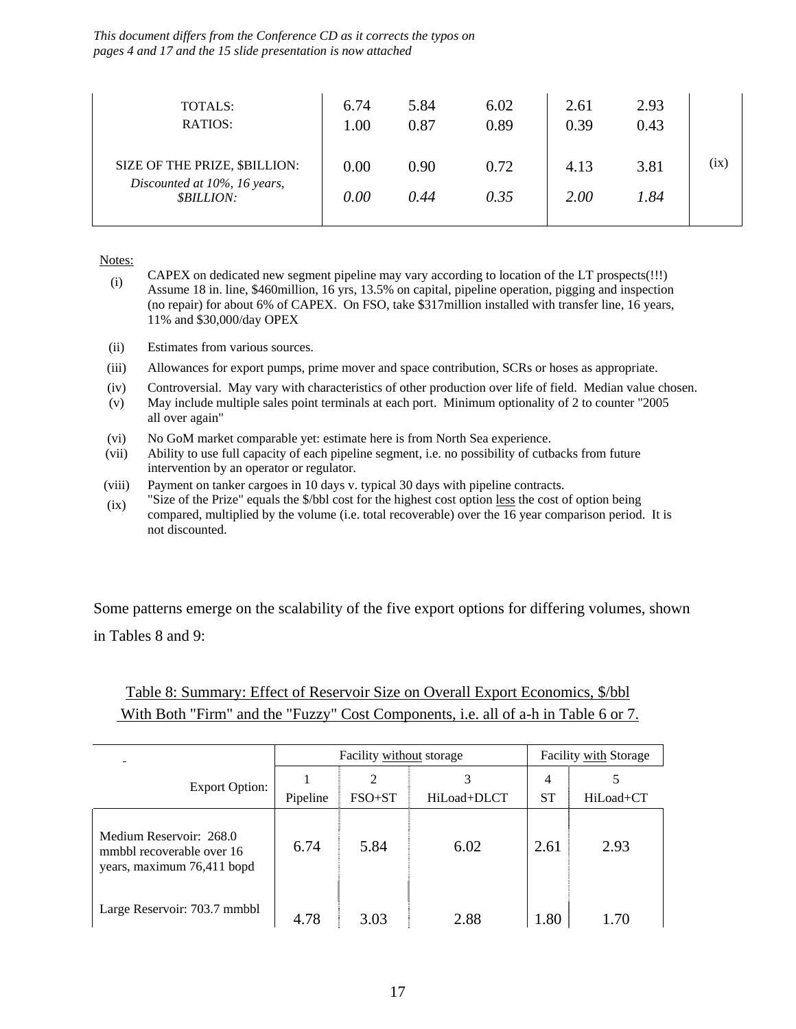*This document differs from the Conference CD as it corrects the typos on pages 4 and 17 and the 15 slide presentation is now attached*

| | | | | | | |
|---|---|---|---|---|---|---|
| TOTALS: | 6.74 | 5.84 | 6.02 | 2.61 | 2.93 | |
| RATIOS: | 1.00 | 0.87 | 0.89 | 0.39 | 0.43 | |
| SIZE OF THE PRIZE, $BILLION: | 0.00 | 0.90 | 0.72 | 4.13 | 3.81 | (ix) |
| *Discounted at 10%, 16 years, $BILLION:* | *0.00* | *0.44* | *0.35* | *2.00* | *1.84* | |

Notes:

(i) CAPEX on dedicated new segment pipeline may vary according to location of the LT prospects(!!!) Assume 18 in. line, $460million, 16 yrs, 13.5% on capital, pipeline operation, pigging and inspection (no repair) for about 6% of CAPEX. On FSO, take $317million installed with transfer line, 16 years, 11% and $30,000/day OPEX

(ii) Estimates from various sources.

(iii) Allowances for export pumps, prime mover and space contribution, SCRs or hoses as appropriate.

(iv) Controversial. May vary with characteristics of other production over life of field. Median value chosen.

(v) May include multiple sales point terminals at each port. Minimum optionality of 2 to counter "2005 all over again"

(vi) No GoM market comparable yet: estimate here is from North Sea experience.

(vii) Ability to use full capacity of each pipeline segment, i.e. no possibility of cutbacks from future intervention by an operator or regulator.

(viii) Payment on tanker cargoes in 10 days v. typical 30 days with pipeline contracts.

(ix) "Size of the Prize" equals the $/bbl cost for the highest cost option less the cost of option being compared, multiplied by the volume (i.e. total recoverable) over the 16 year comparison period. It is not discounted.

Some patterns emerge on the scalability of the five export options for differing volumes, shown in Tables 8 and 9:

Table 8: Summary: Effect of Reservoir Size on Overall Export Economics, $/bbl With Both "Firm" and the "Fuzzy" Cost Components, i.e. all of a-h in Table 6 or 7.

| | Facility without storage | | | Facility with Storage | |
|---|---|---|---|---|---|
| Export Option: | 1<br>Pipeline | 2<br>FSO+ST | 3<br>HiLoad+DLCT | 4<br>ST | 5<br>HiLoad+CT |
| Medium Reservoir: 268.0 mmbbl recoverable over 16 years, maximum 76,411 bopd | 6.74 | 5.84 | 6.02 | 2.61 | 2.93 |
| Large Reservoir: 703.7 mmbbl | 4.78 | 3.03 | 2.88 | 1.80 | 1.70 |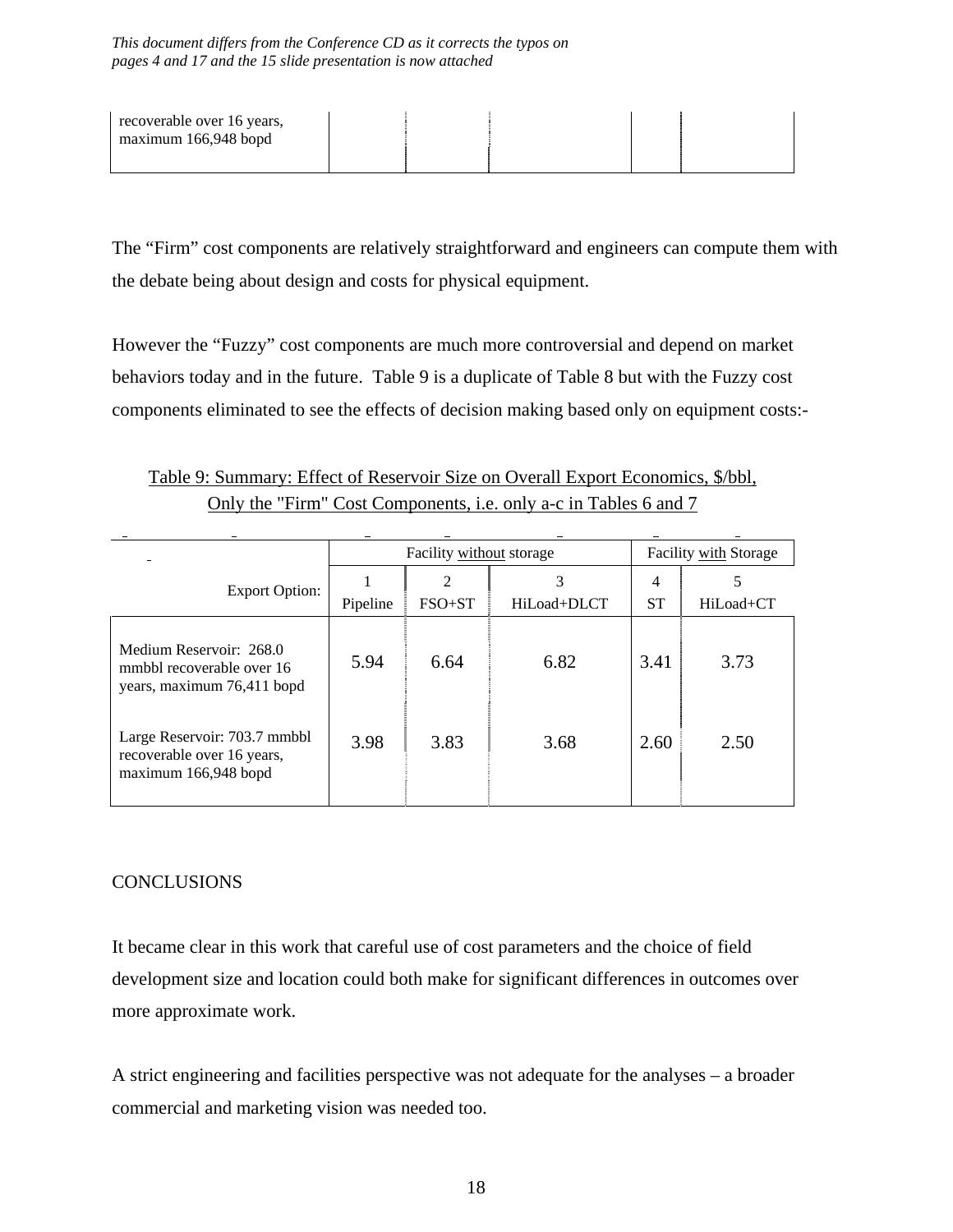| | | | | | |
|---|---|---|---|---|---|
| recoverable over 16 years, maximum 166,948 bopd | | | | | |

The “Firm” cost components are relatively straightforward and engineers can compute them with the debate being about design and costs for physical equipment.

However the “Fuzzy” cost components are much more controversial and depend on market behaviors today and in the future. Table 9 is a duplicate of Table 8 but with the Fuzzy cost components eliminated to see the effects of decision making based only on equipment costs:-

Table 9: Summary: Effect of Reservoir Size on Overall Export Economics, $/bbl, Only the "Firm" Cost Components, i.e. only a-c in Tables 6 and 7

| | Facility without storage | | | Facility with Storage | |
|---|---|---|---|---|---|
| Export Option: | 1<br>Pipeline | 2<br>FSO+ST | 3<br>HiLoad+DLCT | 4<br>ST | 5<br>HiLoad+CT |
| Medium Reservoir: 268.0 mmbbl recoverable over 16 years, maximum 76,411 bopd | 5.94 | 6.64 | 6.82 | 3.41 | 3.73 |
| Large Reservoir: 703.7 mmbbl recoverable over 16 years, maximum 166,948 bopd | 3.98 | 3.83 | 3.68 | 2.60 | 2.50 |

## CONCLUSIONS

It became clear in this work that careful use of cost parameters and the choice of field development size and location could both make for significant differences in outcomes over more approximate work.

A strict engineering and facilities perspective was not adequate for the analyses – a broader commercial and marketing vision was needed too.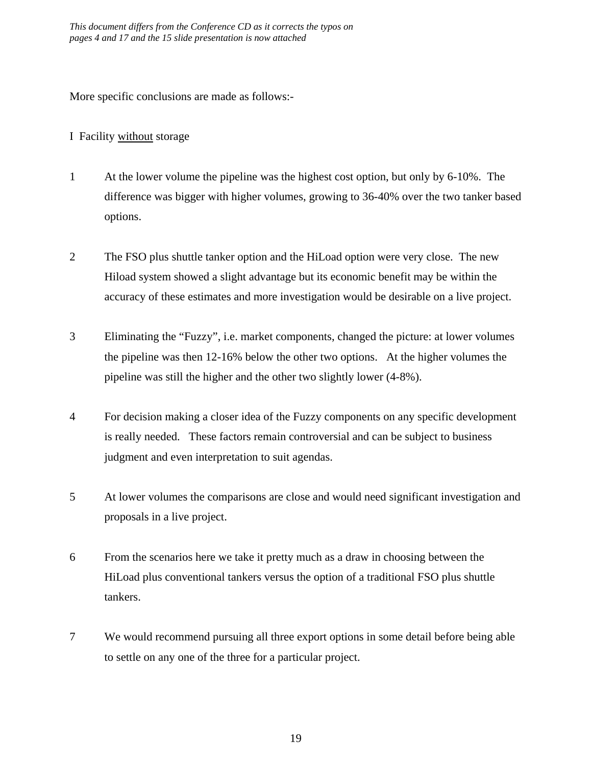*This document differs from the Conference CD as it corrects the typos on pages 4 and 17 and the 15 slide presentation is now attached*

More specific conclusions are made as follows:-

I Facility <u>without</u> storage

1. At the lower volume the pipeline was the highest cost option, but only by 6-10%. The difference was bigger with higher volumes, growing to 36-40% over the two tanker based options.

2. The FSO plus shuttle tanker option and the HiLoad option were very close. The new Hiload system showed a slight advantage but its economic benefit may be within the accuracy of these estimates and more investigation would be desirable on a live project.

3. Eliminating the "Fuzzy", i.e. market components, changed the picture: at lower volumes the pipeline was then 12-16% below the other two options. At the higher volumes the pipeline was still the higher and the other two slightly lower (4-8%).

4. For decision making a closer idea of the Fuzzy components on any specific development is really needed. These factors remain controversial and can be subject to business judgment and even interpretation to suit agendas.

5. At lower volumes the comparisons are close and would need significant investigation and proposals in a live project.

6. From the scenarios here we take it pretty much as a draw in choosing between the HiLoad plus conventional tankers versus the option of a traditional FSO plus shuttle tankers.

7. We would recommend pursuing all three export options in some detail before being able to settle on any one of the three for a particular project.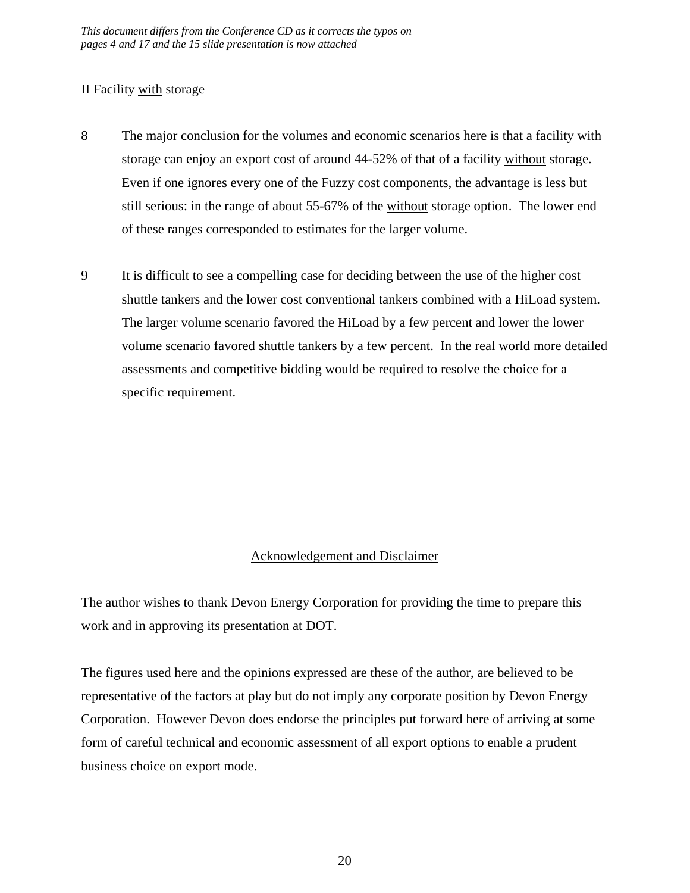*This document differs from the Conference CD as it corrects the typos on pages 4 and 17 and the 15 slide presentation is now attached*

II Facility <u>with</u> storage

8 The major conclusion for the volumes and economic scenarios here is that a facility <u>with</u> storage can enjoy an export cost of around 44-52% of that of a facility <u>without</u> storage. Even if one ignores every one of the Fuzzy cost components, the advantage is less but still serious: in the range of about 55-67% of the <u>without</u> storage option. The lower end of these ranges corresponded to estimates for the larger volume.

9 It is difficult to see a compelling case for deciding between the use of the higher cost shuttle tankers and the lower cost conventional tankers combined with a HiLoad system. The larger volume scenario favored the HiLoad by a few percent and lower the lower volume scenario favored shuttle tankers by a few percent. In the real world more detailed assessments and competitive bidding would be required to resolve the choice for a specific requirement.

## <u>Acknowledgement and Disclaimer</u>

The author wishes to thank Devon Energy Corporation for providing the time to prepare this work and in approving its presentation at DOT.

The figures used here and the opinions expressed are these of the author, are believed to be representative of the factors at play but do not imply any corporate position by Devon Energy Corporation. However Devon does endorse the principles put forward here of arriving at some form of careful technical and economic assessment of all export options to enable a prudent business choice on export mode.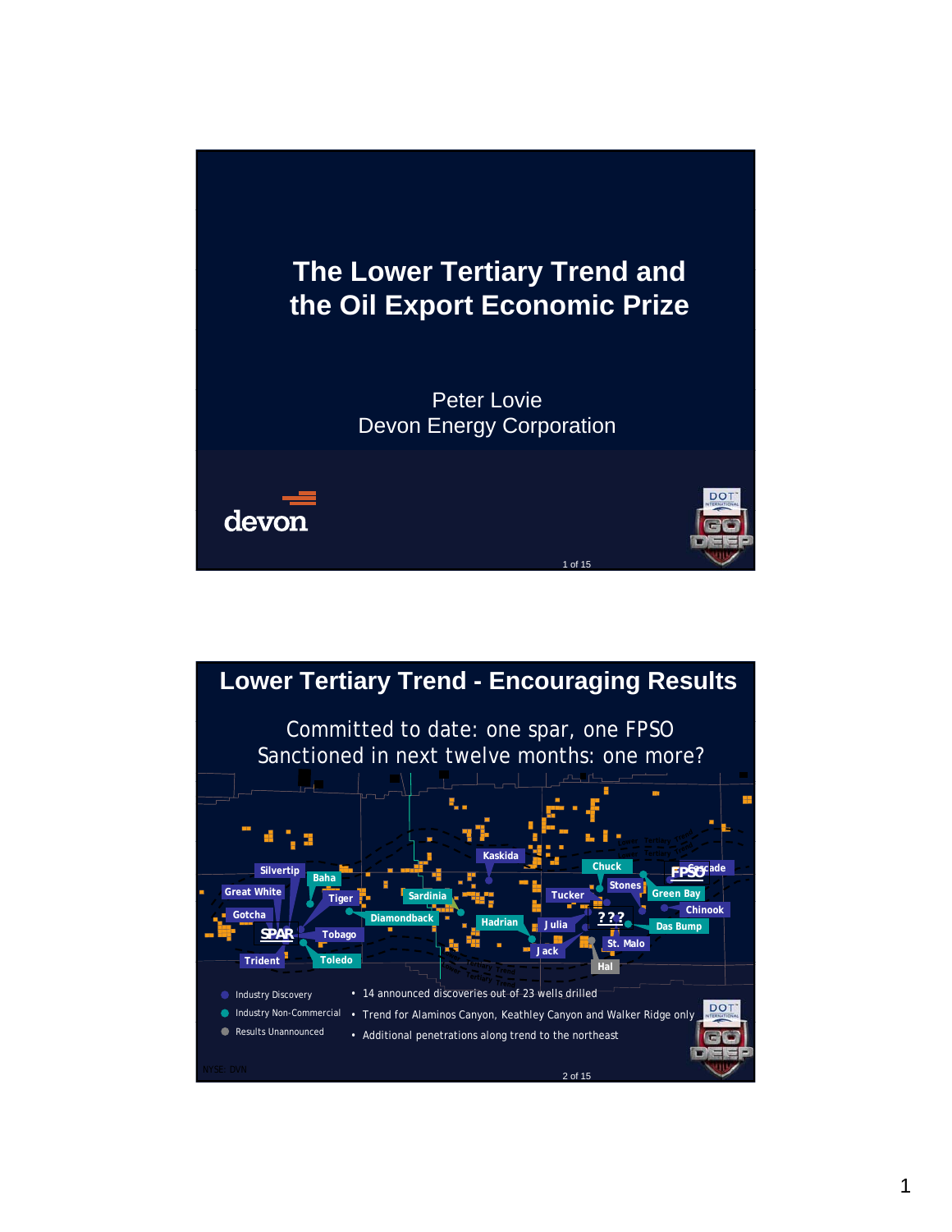# The Lower Tertiary Trend and the Oil Export Economic Prize

Peter Lovie
Devon Energy Corporation

devon

## Lower Tertiary Trend - Encouraging Results

Committed to date: one spar, one FPSO
Sanctioned in next twelve months: one more?

Silvertip
Baha
Great White
Tiger
Gotcha
SPAR
Tobago
Trident
Toledo
Sardinia
Diamondback
Kaskida
Hadrian
Tucker
Julia
Jack
Chuck
Stones
???
St. Malo
Hal
FPSO
Cascade
Green Bay
Chinook
Das Bump

Industry Discovery
Industry Non-Commercial
Results Unannounced

- 14 announced discoveries out of 23 wells drilled
- Trend for Alaminos Canyon, Keathley Canyon and Walker Ridge only
- Additional penetrations along trend to the northeast

NYSE: DVN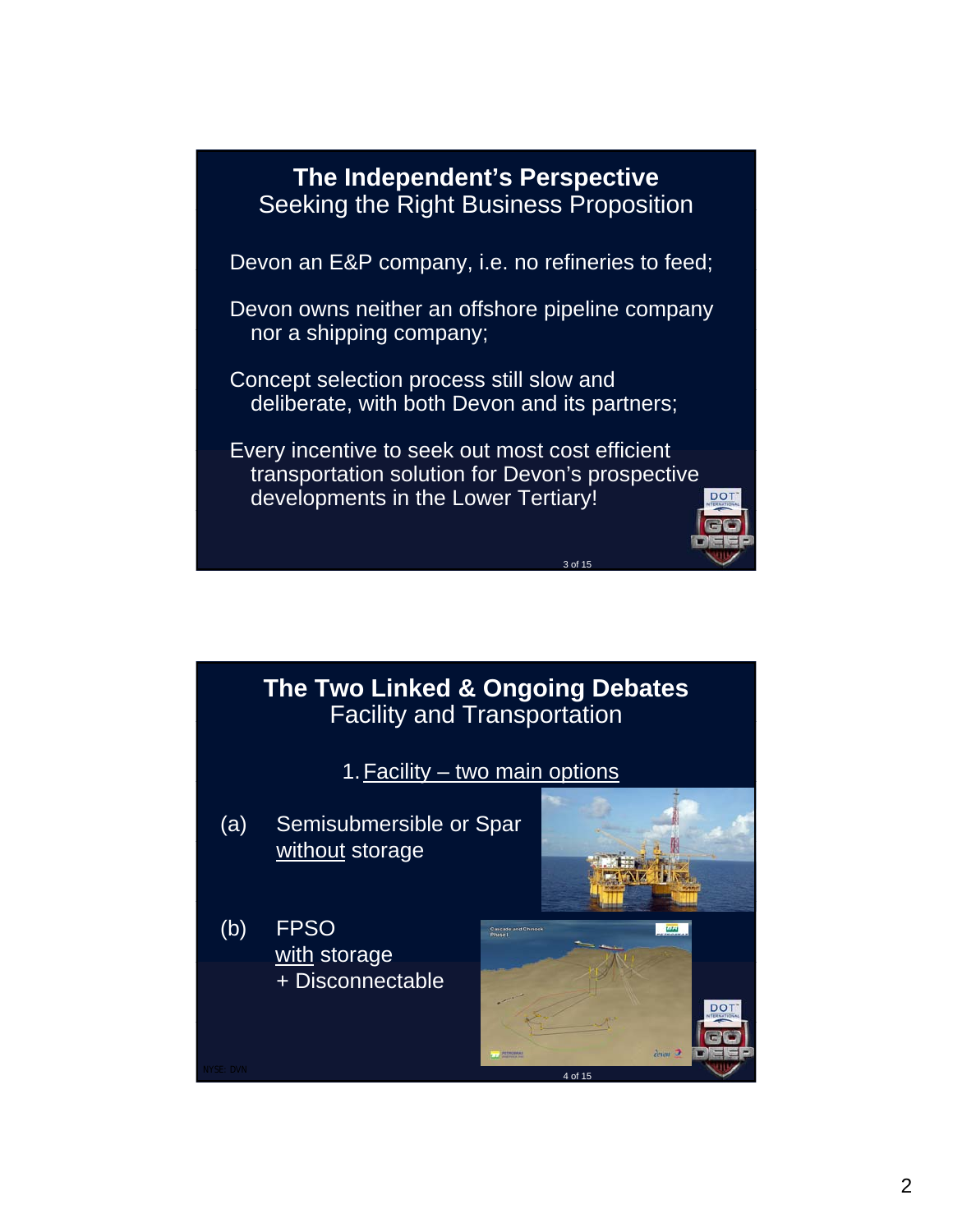## The Independent's Perspective
### Seeking the Right Business Proposition

Devon an E&P company, i.e. no refineries to feed;

Devon owns neither an offshore pipeline company nor a shipping company;

Concept selection process still slow and deliberate, with both Devon and its partners;

Every incentive to seek out most cost efficient transportation solution for Devon's prospective developments in the Lower Tertiary!

## The Two Linked & Ongoing Debates
### Facility and Transportation

1. Facility – two main options

(a) Semisubmersible or Spar without storage

(b) FPSO with storage + Disconnectable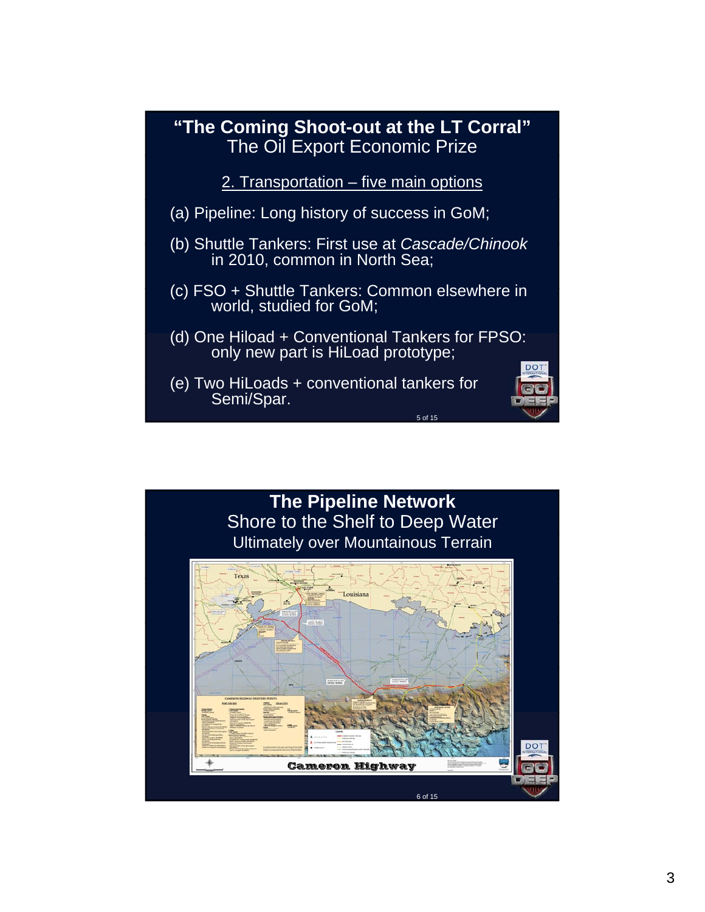## “The Coming Shoot-out at the LT Corral”

The Oil Export Economic Prize

2. Transportation – five main options

(a) Pipeline: Long history of success in GoM;

(b) Shuttle Tankers: First use at *Cascade/Chinook* in 2010, common in North Sea;

(c) FSO + Shuttle Tankers: Common elsewhere in world, studied for GoM;

(d) One Hiload + Conventional Tankers for FPSO: only new part is HiLoad prototype;

(e) Two HiLoads + conventional tankers for Semi/Spar.

## The Pipeline Network

Shore to the Shelf to Deep Water

Ultimately over Mountainous Terrain

Texas

Louisiana

Cameron Highway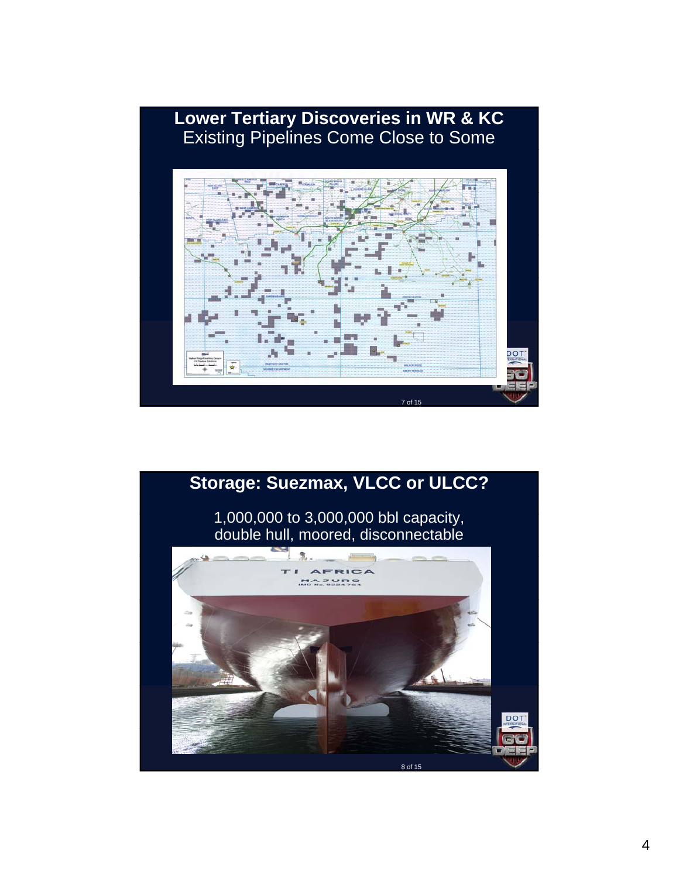## Lower Tertiary Discoveries in WR & KC

Existing Pipelines Come Close to Some

## Storage: Suezmax, VLCC or ULCC?

1,000,000 to 3,000,000 bbl capacity, double hull, moored, disconnectable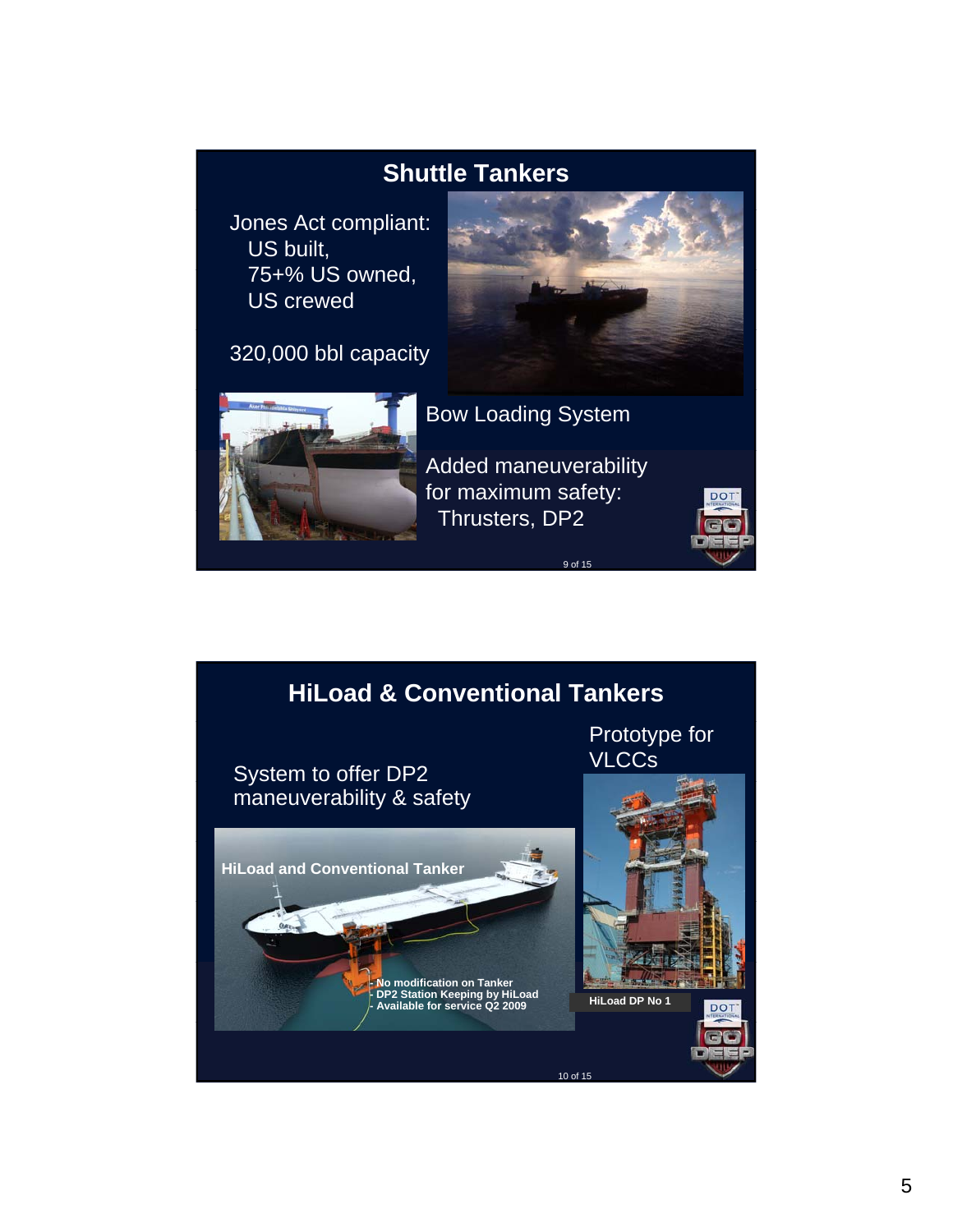## Shuttle Tankers

Jones Act compliant:
- US built,
- 75+% US owned,
- US crewed

320,000 bbl capacity

Bow Loading System

Added maneuverability for maximum safety:
- Thrusters, DP2

## HiLoad & Conventional Tankers

System to offer DP2 maneuverability & safety

Prototype for VLCCs

HiLoad and Conventional Tanker

- No modification on Tanker
- DP2 Station Keeping by HiLoad
- Available for service Q2 2009

HiLoad DP No 1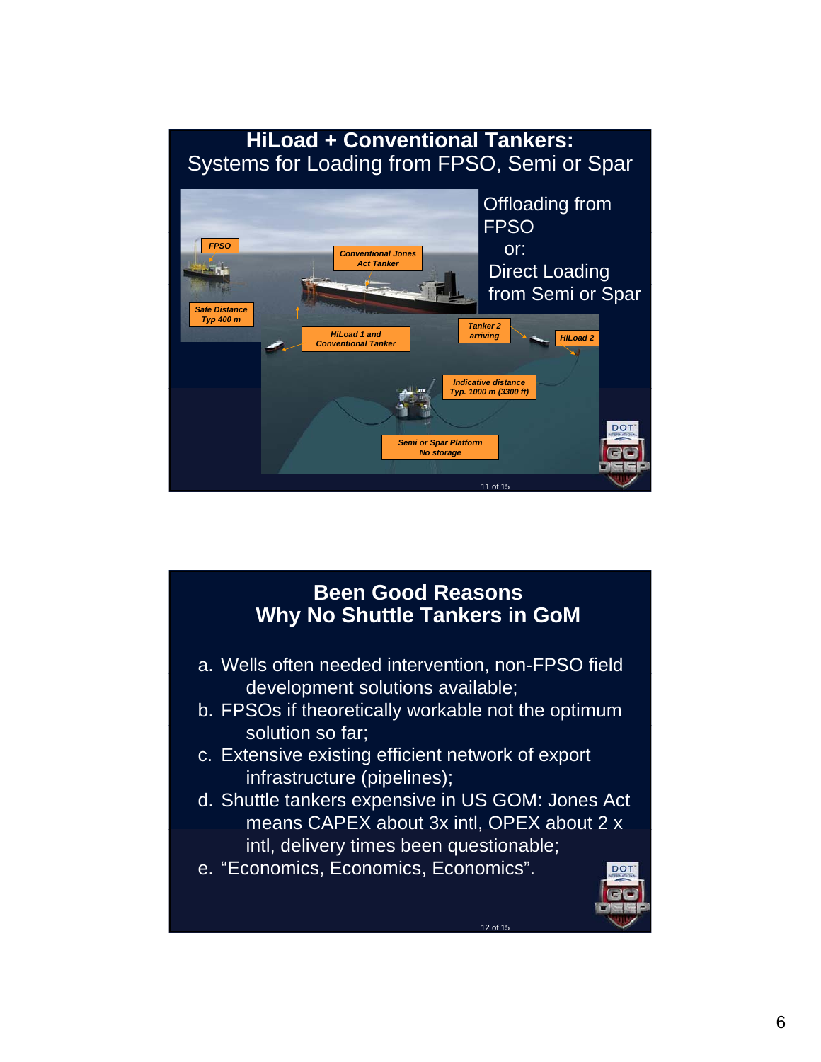## HiLoad + Conventional Tankers:
## Systems for Loading from FPSO, Semi or Spar

FPSO

Conventional Jones Act Tanker

Safe Distance Typ 400 m

HiLoad 1 and Conventional Tanker

Tanker 2 arriving

HiLoad 2

Indicative distance Typ. 1000 m (3300 ft)

Semi or Spar Platform No storage

Offloading from FPSO

or:

Direct Loading from Semi or Spar

## Been Good Reasons Why No Shuttle Tankers in GoM

a. Wells often needed intervention, non-FPSO field development solutions available;

b. FPSOs if theoretically workable not the optimum solution so far;

c. Extensive existing efficient network of export infrastructure (pipelines);

d. Shuttle tankers expensive in US GOM: Jones Act means CAPEX about 3x intl, OPEX about 2 x intl, delivery times been questionable;

e. “Economics, Economics, Economics”.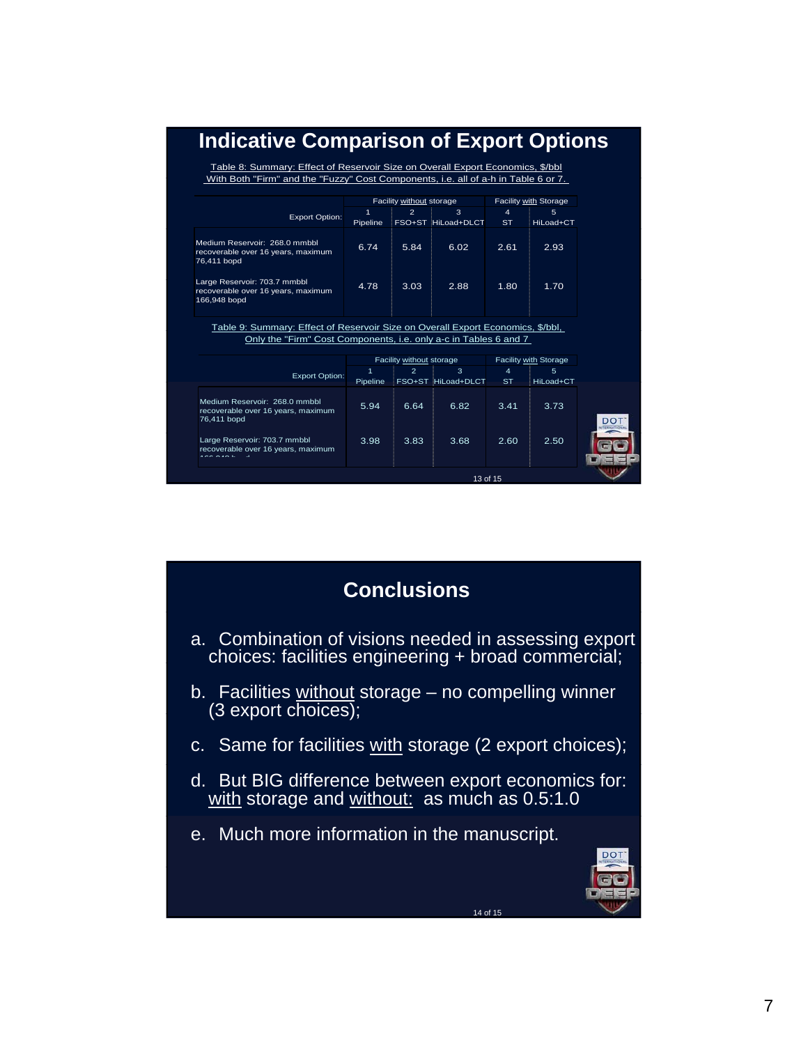# Indicative Comparison of Export Options

Table 8: Summary: Effect of Reservoir Size on Overall Export Economics, $/bbl With Both "Firm" and the "Fuzzy" Cost Components, i.e. all of a-h in Table 6 or 7.

| | Facility without storage | | | Facility with Storage | |
|---|---|---|---|---|---|
| Export Option: | 1 Pipeline | 2 FSO+ST | 3 HiLoad+DLCT | 4 ST | 5 HiLoad+CT |
| Medium Reservoir: 268.0 mmbbl recoverable over 16 years, maximum 76,411 bopd | 6.74 | 5.84 | 6.02 | 2.61 | 2.93 |
| Large Reservoir: 703.7 mmbbl recoverable over 16 years, maximum 166,948 bopd | 4.78 | 3.03 | 2.88 | 1.80 | 1.70 |

Table 9: Summary: Effect of Reservoir Size on Overall Export Economics, $/bbl, Only the "Firm" Cost Components, i.e. only a-c in Tables 6 and 7

| | Facility without storage | | | Facility with Storage | |
|---|---|---|---|---|---|
| Export Option: | 1 Pipeline | 2 FSO+ST | 3 HiLoad+DLCT | 4 ST | 5 HiLoad+CT |
| Medium Reservoir: 268.0 mmbbl recoverable over 16 years, maximum 76,411 bopd | 5.94 | 6.64 | 6.82 | 3.41 | 3.73 |
| Large Reservoir: 703.7 mmbbl recoverable over 16 years, maximum 166,948 bopd | 3.98 | 3.83 | 3.68 | 2.60 | 2.50 |

# Conclusions

a. Combination of visions needed in assessing export choices: facilities engineering + broad commercial;

b. Facilities without storage – no compelling winner (3 export choices);

c. Same for facilities with storage (2 export choices);

d. But BIG difference between export economics for: with storage and without: as much as 0.5:1.0

e. Much more information in the manuscript.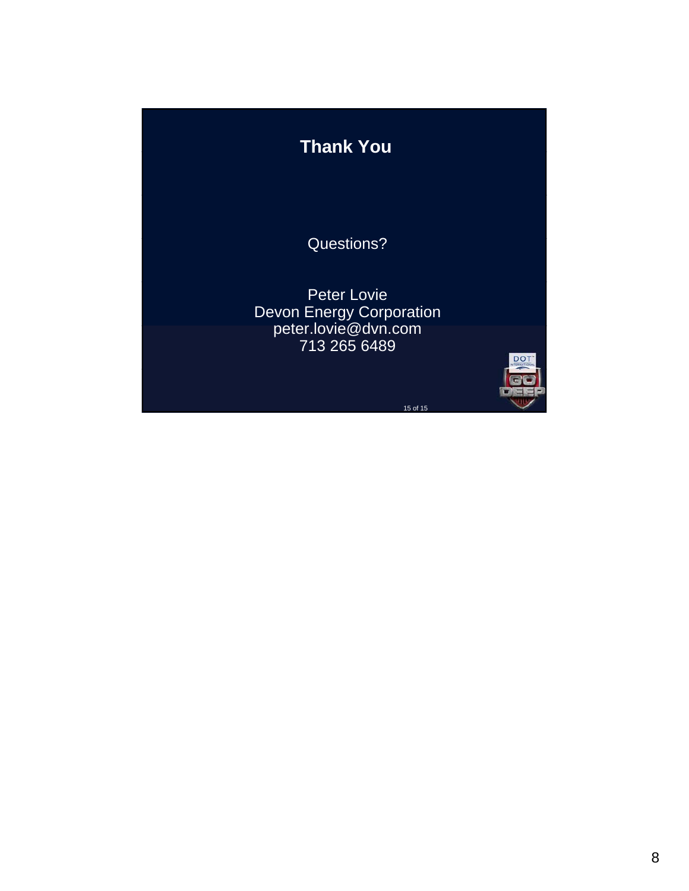# Thank You

Questions?

Peter Lovie
Devon Energy Corporation
peter.lovie@dvn.com
713 265 6489